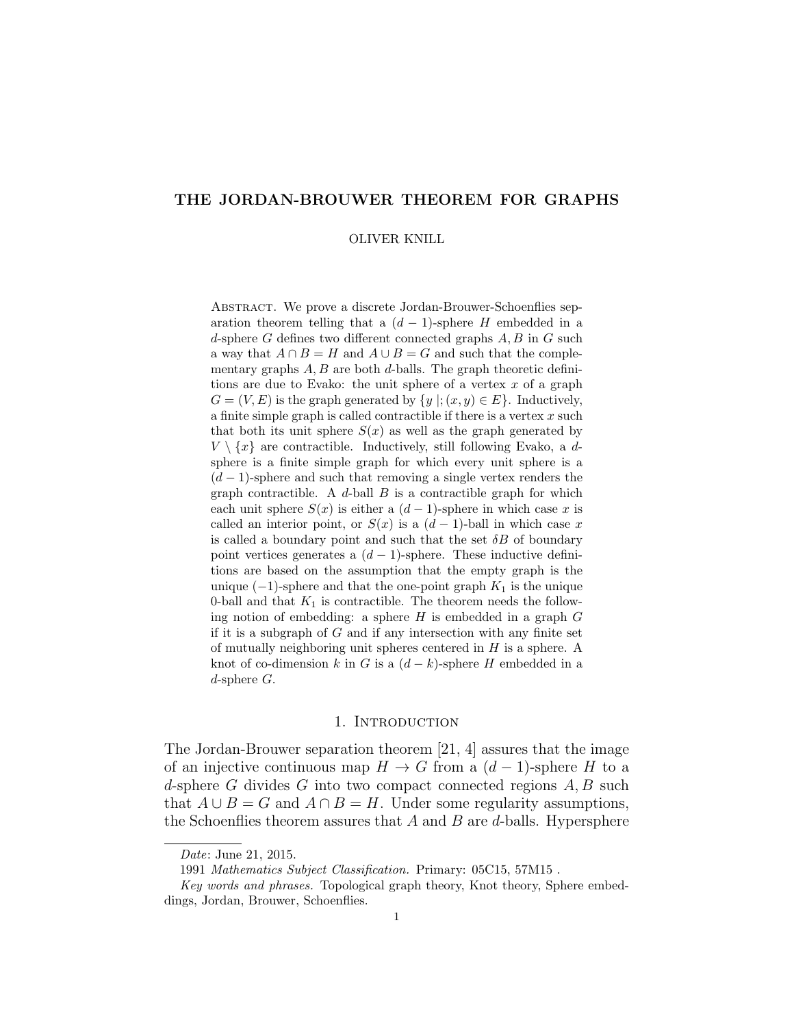# THE JORDAN-BROUWER THEOREM FOR GRAPHS

OLIVER KNILL

Abstract. We prove a discrete Jordan-Brouwer-Schoenflies separation theorem telling that a $(d-1)$-sphere $H$ embedded in a $d$-sphere $G$ defines two different connected graphs $A, B$ in $G$ such a way that $A \cap B = H$ and $A \cup B = G$ and such that the complementary graphs $A, B$ are both $d$-balls. The graph theoretic definitions are due to Evako: the unit sphere of a vertex $x$ of a graph $G = (V, E)$ is the graph generated by $\{y \,|; (x, y) \in E\}$. Inductively, a finite simple graph is called contractible if there is a vertex $x$ such that both its unit sphere $S(x)$ as well as the graph generated by $V \setminus \{x\}$ are contractible. Inductively, still following Evako, a $d$-sphere is a finite simple graph for which every unit sphere is a $(d-1)$-sphere and such that removing a single vertex renders the graph contractible. A $d$-ball $B$ is a contractible graph for which each unit sphere $S(x)$ is either a $(d-1)$-sphere in which case $x$ is called an interior point, or $S(x)$ is a $(d-1)$-ball in which case $x$ is called a boundary point and such that the set $\delta B$ of boundary point vertices generates a $(d-1)$-sphere. These inductive definitions are based on the assumption that the empty graph is the unique $(-1)$-sphere and that the one-point graph $K_1$ is the unique 0-ball and that $K_1$ is contractible. The theorem needs the following notion of embedding: a sphere $H$ is embedded in a graph $G$ if it is a subgraph of $G$ and if any intersection with any finite set of mutually neighboring unit spheres centered in $H$ is a sphere. A knot of co-dimension $k$ in $G$ is a $(d-k)$-sphere $H$ embedded in a $d$-sphere $G$.

## 1. Introduction

The Jordan-Brouwer separation theorem [21, 4] assures that the image of an injective continuous map $H \to G$ from a $(d-1)$-sphere $H$ to a $d$-sphere $G$ divides $G$ into two compact connected regions $A, B$ such that $A \cup B = G$ and $A \cap B = H$. Under some regularity assumptions, the Schoenflies theorem assures that $A$ and $B$ are $d$-balls. Hypersphere

---

*Date*: June 21, 2015.

1991 *Mathematics Subject Classification.* Primary: 05C15, 57M15 .

*Key words and phrases.* Topological graph theory, Knot theory, Sphere embeddings, Jordan, Brouwer, Schoenflies.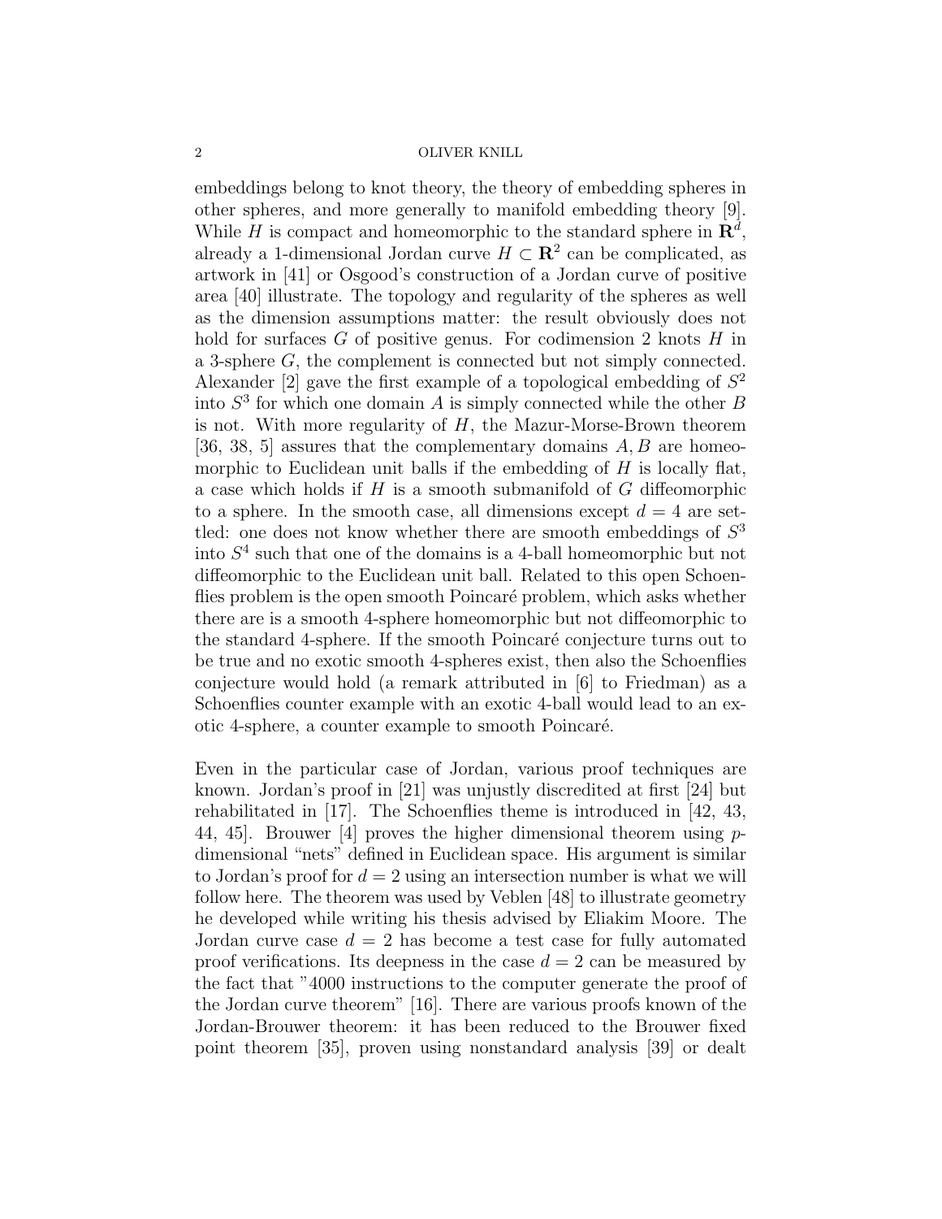embeddings belong to knot theory, the theory of embedding spheres in other spheres, and more generally to manifold embedding theory [9]. While $H$ is compact and homeomorphic to the standard sphere in $\mathbf{R}^d$, already a 1-dimensional Jordan curve $H \subset \mathbf{R}^2$ can be complicated, as artwork in [41] or Osgood's construction of a Jordan curve of positive area [40] illustrate. The topology and regularity of the spheres as well as the dimension assumptions matter: the result obviously does not hold for surfaces $G$ of positive genus. For codimension 2 knots $H$ in a 3-sphere $G$, the complement is connected but not simply connected. Alexander [2] gave the first example of a topological embedding of $S^2$ into $S^3$ for which one domain $A$ is simply connected while the other $B$ is not. With more regularity of $H$, the Mazur-Morse-Brown theorem [36, 38, 5] assures that the complementary domains $A, B$ are homeomorphic to Euclidean unit balls if the embedding of $H$ is locally flat, a case which holds if $H$ is a smooth submanifold of $G$ diffeomorphic to a sphere. In the smooth case, all dimensions except $d = 4$ are settled: one does not know whether there are smooth embeddings of $S^3$ into $S^4$ such that one of the domains is a 4-ball homeomorphic but not diffeomorphic to the Euclidean unit ball. Related to this open Schoenflies problem is the open smooth Poincaré problem, which asks whether there are is a smooth 4-sphere homeomorphic but not diffeomorphic to the standard 4-sphere. If the smooth Poincaré conjecture turns out to be true and no exotic smooth 4-spheres exist, then also the Schoenflies conjecture would hold (a remark attributed in [6] to Friedman) as a Schoenflies counter example with an exotic 4-ball would lead to an exotic 4-sphere, a counter example to smooth Poincaré.

Even in the particular case of Jordan, various proof techniques are known. Jordan's proof in [21] was unjustly discredited at first [24] but rehabilitated in [17]. The Schoenflies theme is introduced in [42, 43, 44, 45]. Brouwer [4] proves the higher dimensional theorem using $p$-dimensional "nets" defined in Euclidean space. His argument is similar to Jordan's proof for $d = 2$ using an intersection number is what we will follow here. The theorem was used by Veblen [48] to illustrate geometry he developed while writing his thesis advised by Eliakim Moore. The Jordan curve case $d = 2$ has become a test case for fully automated proof verifications. Its deepness in the case $d = 2$ can be measured by the fact that "4000 instructions to the computer generate the proof of the Jordan curve theorem" [16]. There are various proofs known of the Jordan-Brouwer theorem: it has been reduced to the Brouwer fixed point theorem [35], proven using nonstandard analysis [39] or dealt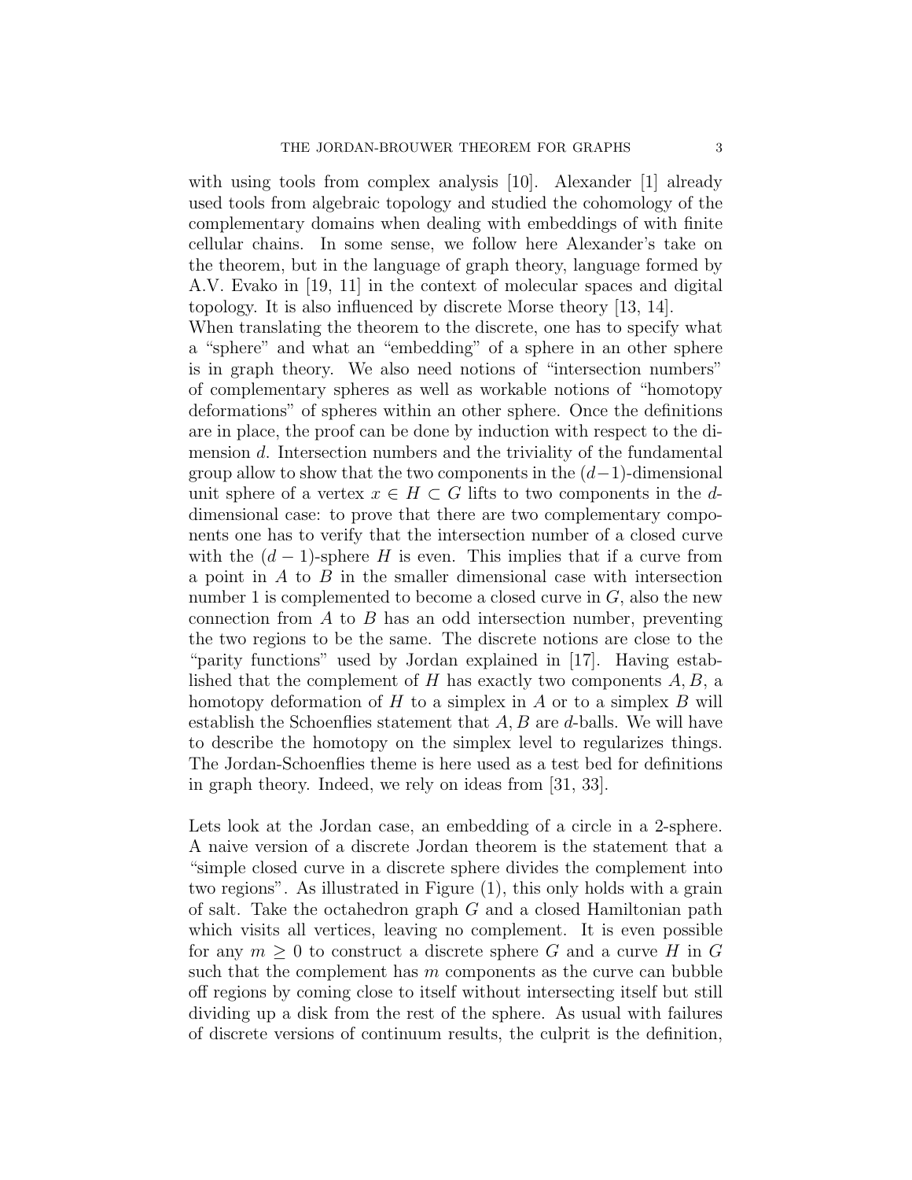with using tools from complex analysis [10]. Alexander [1] already used tools from algebraic topology and studied the cohomology of the complementary domains when dealing with embeddings of with finite cellular chains. In some sense, we follow here Alexander's take on the theorem, but in the language of graph theory, language formed by A.V. Evako in [19, 11] in the context of molecular spaces and digital topology. It is also influenced by discrete Morse theory [13, 14].
When translating the theorem to the discrete, one has to specify what a "sphere" and what an "embedding" of a sphere in an other sphere is in graph theory. We also need notions of "intersection numbers" of complementary spheres as well as workable notions of "homotopy deformations" of spheres within an other sphere. Once the definitions are in place, the proof can be done by induction with respect to the dimension $d$. Intersection numbers and the triviality of the fundamental group allow to show that the two components in the $(d-1)$-dimensional unit sphere of a vertex $x \in H \subset G$ lifts to two components in the $d$-dimensional case: to prove that there are two complementary components one has to verify that the intersection number of a closed curve with the $(d-1)$-sphere $H$ is even. This implies that if a curve from a point in $A$ to $B$ in the smaller dimensional case with intersection number 1 is complemented to become a closed curve in $G$, also the new connection from $A$ to $B$ has an odd intersection number, preventing the two regions to be the same. The discrete notions are close to the "parity functions" used by Jordan explained in [17]. Having established that the complement of $H$ has exactly two components $A, B$, a homotopy deformation of $H$ to a simplex in $A$ or to a simplex $B$ will establish the Schoenflies statement that $A, B$ are $d$-balls. We will have to describe the homotopy on the simplex level to regularizes things. The Jordan-Schoenflies theme is here used as a test bed for definitions in graph theory. Indeed, we rely on ideas from [31, 33].

Lets look at the Jordan case, an embedding of a circle in a 2-sphere. A naive version of a discrete Jordan theorem is the statement that a "simple closed curve in a discrete sphere divides the complement into two regions". As illustrated in Figure (1), this only holds with a grain of salt. Take the octahedron graph $G$ and a closed Hamiltonian path which visits all vertices, leaving no complement. It is even possible for any $m \geq 0$ to construct a discrete sphere $G$ and a curve $H$ in $G$ such that the complement has $m$ components as the curve can bubble off regions by coming close to itself without intersecting itself but still dividing up a disk from the rest of the sphere. As usual with failures of discrete versions of continuum results, the culprit is the definition,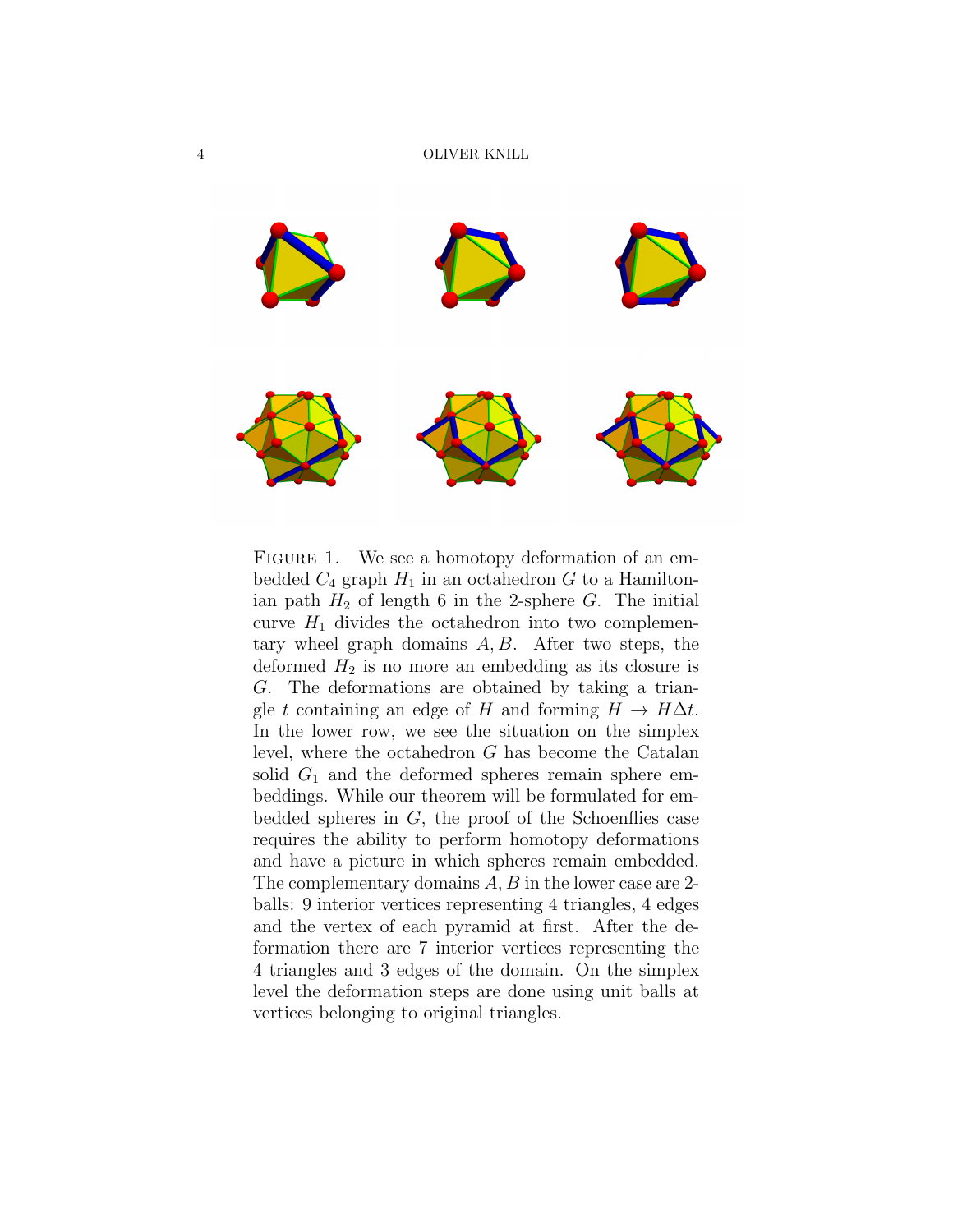Figure 1. We see a homotopy deformation of an embedded $C_4$ graph $H_1$ in an octahedron $G$ to a Hamiltonian path $H_2$ of length 6 in the 2-sphere $G$. The initial curve $H_1$ divides the octahedron into two complementary wheel graph domains $A, B$. After two steps, the deformed $H_2$ is no more an embedding as its closure is $G$. The deformations are obtained by taking a triangle $t$ containing an edge of $H$ and forming $H \to H \Delta t$. In the lower row, we see the situation on the simplex level, where the octahedron $G$ has become the Catalan solid $G_1$ and the deformed spheres remain sphere embeddings. While our theorem will be formulated for embedded spheres in $G$, the proof of the Schoenflies case requires the ability to perform homotopy deformations and have a picture in which spheres remain embedded. The complementary domains $A, B$ in the lower case are 2-balls: 9 interior vertices representing 4 triangles, 4 edges and the vertex of each pyramid at first. After the deformation there are 7 interior vertices representing the 4 triangles and 3 edges of the domain. On the simplex level the deformation steps are done using unit balls at vertices belonging to original triangles.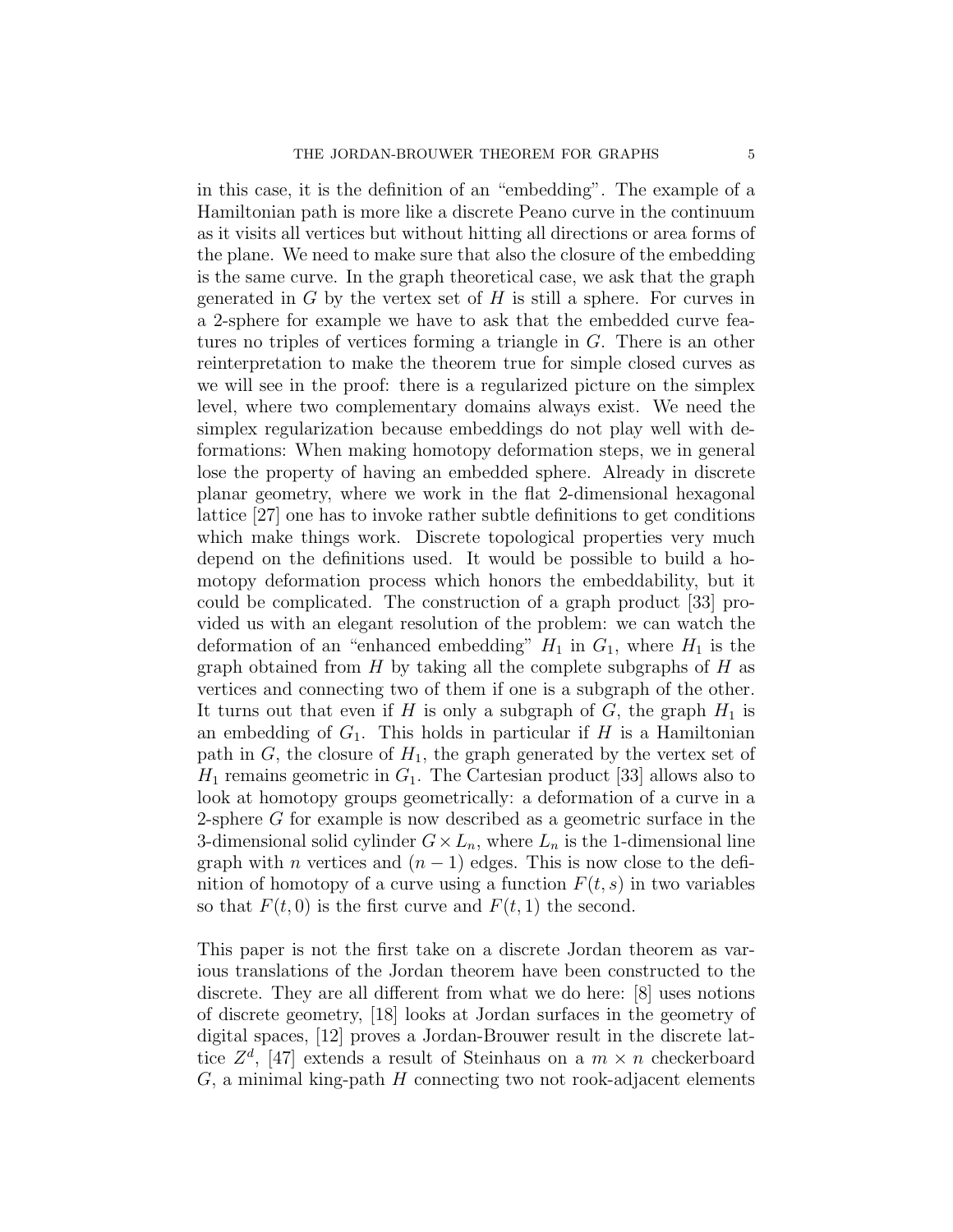in this case, it is the definition of an "embedding". The example of a Hamiltonian path is more like a discrete Peano curve in the continuum as it visits all vertices but without hitting all directions or area forms of the plane. We need to make sure that also the closure of the embedding is the same curve. In the graph theoretical case, we ask that the graph generated in $G$ by the vertex set of $H$ is still a sphere. For curves in a 2-sphere for example we have to ask that the embedded curve features no triples of vertices forming a triangle in $G$. There is an other reinterpretation to make the theorem true for simple closed curves as we will see in the proof: there is a regularized picture on the simplex level, where two complementary domains always exist. We need the simplex regularization because embeddings do not play well with deformations: When making homotopy deformation steps, we in general lose the property of having an embedded sphere. Already in discrete planar geometry, where we work in the flat 2-dimensional hexagonal lattice [27] one has to invoke rather subtle definitions to get conditions which make things work. Discrete topological properties very much depend on the definitions used. It would be possible to build a homotopy deformation process which honors the embeddability, but it could be complicated. The construction of a graph product [33] provided us with an elegant resolution of the problem: we can watch the deformation of an "enhanced embedding" $H_1$ in $G_1$, where $H_1$ is the graph obtained from $H$ by taking all the complete subgraphs of $H$ as vertices and connecting two of them if one is a subgraph of the other. It turns out that even if $H$ is only a subgraph of $G$, the graph $H_1$ is an embedding of $G_1$. This holds in particular if $H$ is a Hamiltonian path in $G$, the closure of $H_1$, the graph generated by the vertex set of $H_1$ remains geometric in $G_1$. The Cartesian product [33] allows also to look at homotopy groups geometrically: a deformation of a curve in a 2-sphere $G$ for example is now described as a geometric surface in the 3-dimensional solid cylinder $G \times L_n$, where $L_n$ is the 1-dimensional line graph with $n$ vertices and $(n-1)$ edges. This is now close to the definition of homotopy of a curve using a function $F(t,s)$ in two variables so that $F(t,0)$ is the first curve and $F(t,1)$ the second.

This paper is not the first take on a discrete Jordan theorem as various translations of the Jordan theorem have been constructed to the discrete. They are all different from what we do here: [8] uses notions of discrete geometry, [18] looks at Jordan surfaces in the geometry of digital spaces, [12] proves a Jordan-Brouwer result in the discrete lattice $Z^d$, [47] extends a result of Steinhaus on a $m \times n$ checkerboard $G$, a minimal king-path $H$ connecting two not rook-adjacent elements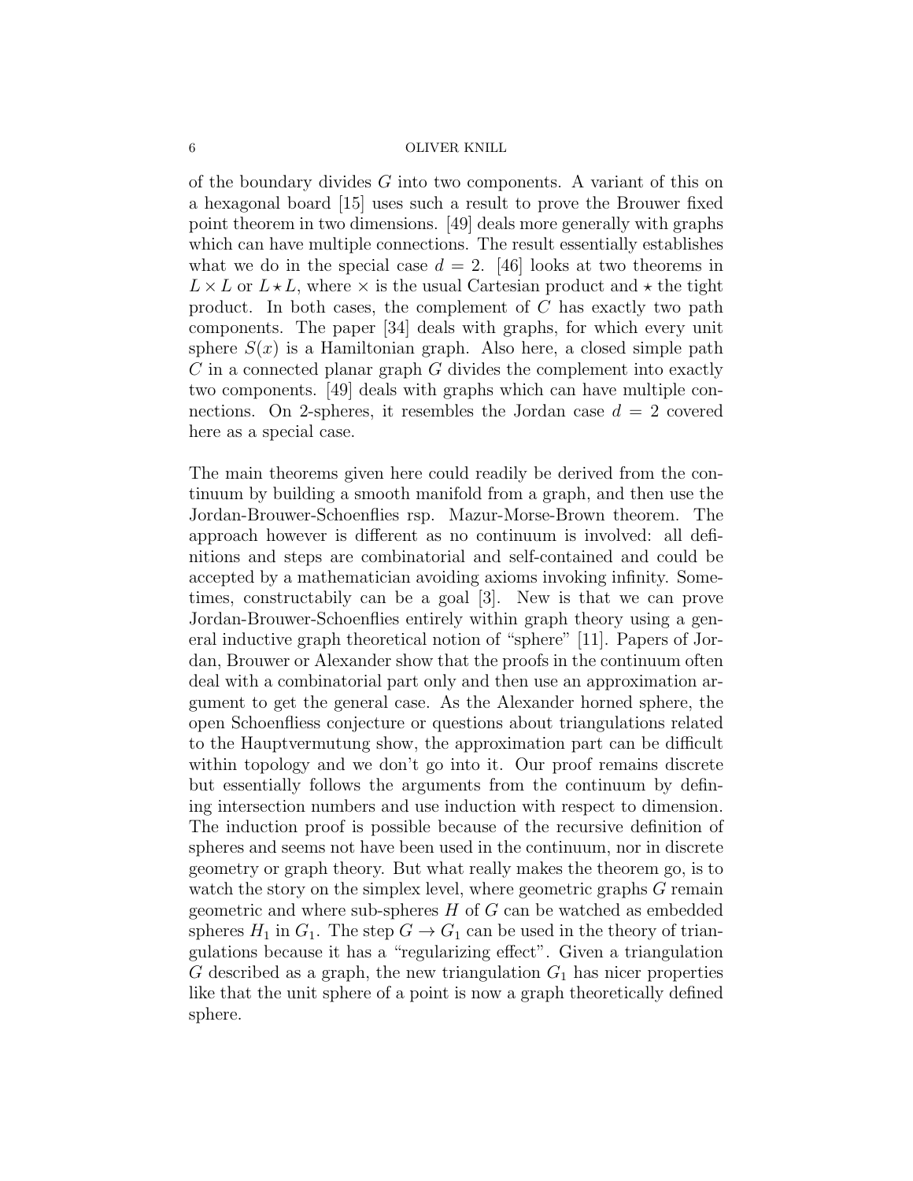of the boundary divides $G$ into two components. A variant of this on a hexagonal board [15] uses such a result to prove the Brouwer fixed point theorem in two dimensions. [49] deals more generally with graphs which can have multiple connections. The result essentially establishes what we do in the special case $d = 2$. [46] looks at two theorems in $L \times L$ or $L \star L$, where $\times$ is the usual Cartesian product and $\star$ the tight product. In both cases, the complement of $C$ has exactly two path components. The paper [34] deals with graphs, for which every unit sphere $S(x)$ is a Hamiltonian graph. Also here, a closed simple path $C$ in a connected planar graph $G$ divides the complement into exactly two components. [49] deals with graphs which can have multiple connections. On 2-spheres, it resembles the Jordan case $d = 2$ covered here as a special case.

The main theorems given here could readily be derived from the continuum by building a smooth manifold from a graph, and then use the Jordan-Brouwer-Schoenflies rsp. Mazur-Morse-Brown theorem. The approach however is different as no continuum is involved: all definitions and steps are combinatorial and self-contained and could be accepted by a mathematician avoiding axioms invoking infinity. Sometimes, constructability can be a goal [3]. New is that we can prove Jordan-Brouwer-Schoenflies entirely within graph theory using a general inductive graph theoretical notion of "sphere" [11]. Papers of Jordan, Brouwer or Alexander show that the proofs in the continuum often deal with a combinatorial part only and then use an approximation argument to get the general case. As the Alexander horned sphere, the open Schoenfliess conjecture or questions about triangulations related to the Hauptvermutung show, the approximation part can be difficult within topology and we don't go into it. Our proof remains discrete but essentially follows the arguments from the continuum by defining intersection numbers and use induction with respect to dimension. The induction proof is possible because of the recursive definition of spheres and seems not have been used in the continuum, nor in discrete geometry or graph theory. But what really makes the theorem go, is to watch the story on the simplex level, where geometric graphs $G$ remain geometric and where sub-spheres $H$ of $G$ can be watched as embedded spheres $H_1$ in $G_1$. The step $G \to G_1$ can be used in the theory of triangulations because it has a "regularizing effect". Given a triangulation $G$ described as a graph, the new triangulation $G_1$ has nicer properties like that the unit sphere of a point is now a graph theoretically defined sphere.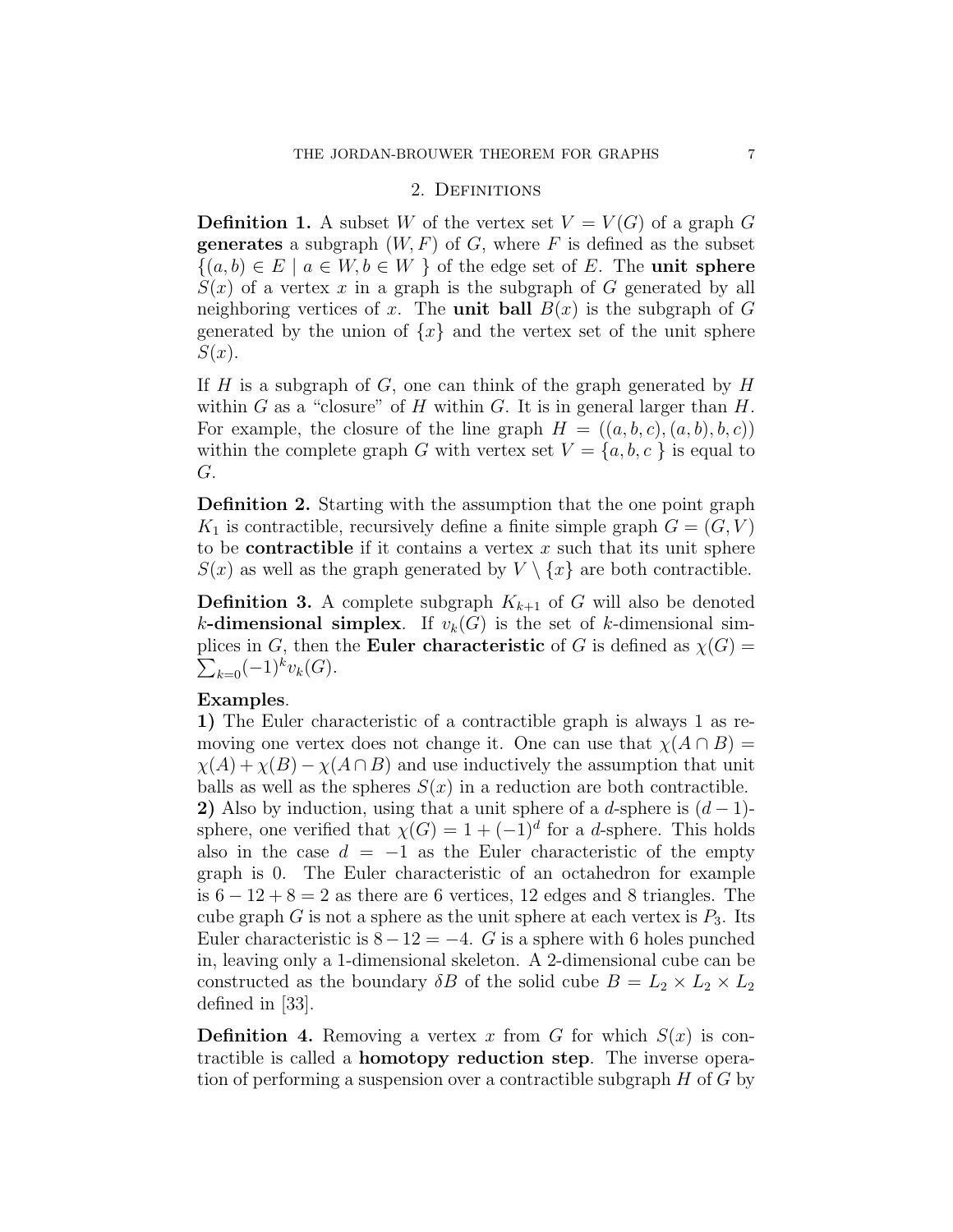## 2. Definitions

**Definition 1.** A subset $W$ of the vertex set $V = V(G)$ of a graph $G$ **generates** a subgraph $(W, F)$ of $G$, where $F$ is defined as the subset $\{(a,b) \in E \mid a \in W, b \in W\ \}$ of the edge set of $E$. The **unit sphere** $S(x)$ of a vertex $x$ in a graph is the subgraph of $G$ generated by all neighboring vertices of $x$. The **unit ball** $B(x)$ is the subgraph of $G$ generated by the union of $\{x\}$ and the vertex set of the unit sphere $S(x)$.

If $H$ is a subgraph of $G$, one can think of the graph generated by $H$ within $G$ as a "closure" of $H$ within $G$. It is in general larger than $H$. For example, the closure of the line graph $H = ((a,b,c),(a,b),b,c))$ within the complete graph $G$ with vertex set $V = \{a,b,c\ \}$ is equal to $G$.

**Definition 2.** Starting with the assumption that the one point graph $K_1$ is contractible, recursively define a finite simple graph $G = (G, V)$ to be **contractible** if it contains a vertex $x$ such that its unit sphere $S(x)$ as well as the graph generated by $V \setminus \{x\}$ are both contractible.

**Definition 3.** A complete subgraph $K_{k+1}$ of $G$ will also be denoted $k$**-dimensional simplex**. If $v_k(G)$ is the set of $k$-dimensional simplices in $G$, then the **Euler characteristic** of $G$ is defined as $\chi(G) = \sum_{k=0}(-1)^k v_k(G)$.

**Examples**.

**1)** The Euler characteristic of a contractible graph is always 1 as removing one vertex does not change it. One can use that $\chi(A \cap B) = \chi(A) + \chi(B) - \chi(A \cap B)$ and use inductively the assumption that unit balls as well as the spheres $S(x)$ in a reduction are both contractible.

**2)** Also by induction, using that a unit sphere of a $d$-sphere is $(d-1)$-sphere, one verified that $\chi(G) = 1 + (-1)^d$ for a $d$-sphere. This holds also in the case $d = -1$ as the Euler characteristic of the empty graph is 0. The Euler characteristic of an octahedron for example is $6 - 12 + 8 = 2$ as there are 6 vertices, 12 edges and 8 triangles. The cube graph $G$ is not a sphere as the unit sphere at each vertex is $P_3$. Its Euler characteristic is $8 - 12 = -4$. $G$ is a sphere with 6 holes punched in, leaving only a 1-dimensional skeleton. A 2-dimensional cube can be constructed as the boundary $\delta B$ of the solid cube $B = L_2 \times L_2 \times L_2$ defined in [33].

**Definition 4.** Removing a vertex $x$ from $G$ for which $S(x)$ is contractible is called a **homotopy reduction step**. The inverse operation of performing a suspension over a contractible subgraph $H$ of $G$ by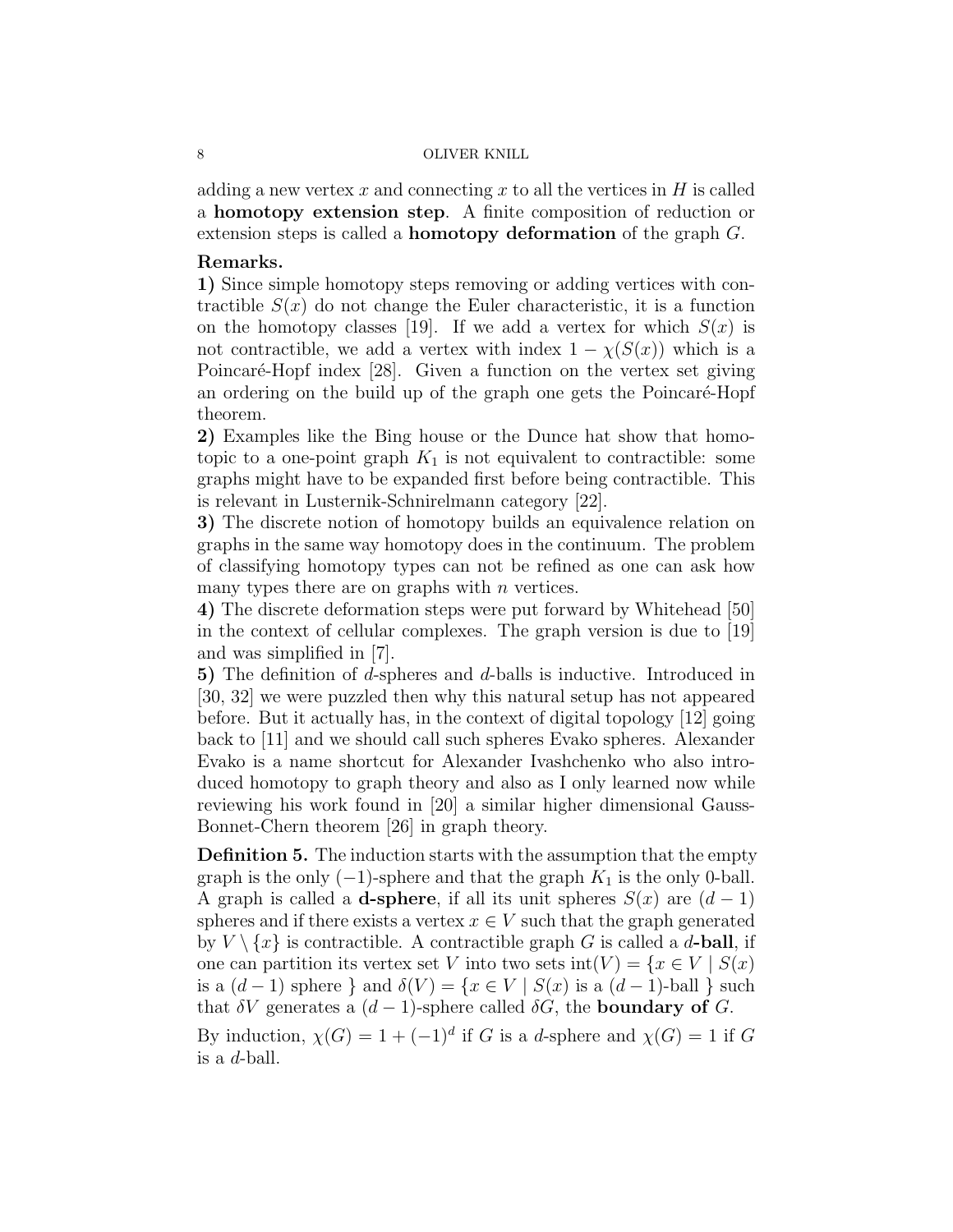adding a new vertex $x$ and connecting $x$ to all the vertices in $H$ is called a **homotopy extension step**. A finite composition of reduction or extension steps is called a **homotopy deformation** of the graph $G$.

**Remarks.**

**1)** Since simple homotopy steps removing or adding vertices with contractible $S(x)$ do not change the Euler characteristic, it is a function on the homotopy classes [19]. If we add a vertex for which $S(x)$ is not contractible, we add a vertex with index $1 - \chi(S(x))$ which is a Poincaré-Hopf index [28]. Given a function on the vertex set giving an ordering on the build up of the graph one gets the Poincaré-Hopf theorem.

**2)** Examples like the Bing house or the Dunce hat show that homotopic to a one-point graph $K_1$ is not equivalent to contractible: some graphs might have to be expanded first before being contractible. This is relevant in Lusternik-Schnirelmann category [22].

**3)** The discrete notion of homotopy builds an equivalence relation on graphs in the same way homotopy does in the continuum. The problem of classifying homotopy types can not be refined as one can ask how many types there are on graphs with $n$ vertices.

**4)** The discrete deformation steps were put forward by Whitehead [50] in the context of cellular complexes. The graph version is due to [19] and was simplified in [7].

**5)** The definition of $d$-spheres and $d$-balls is inductive. Introduced in [30, 32] we were puzzled then why this natural setup has not appeared before. But it actually has, in the context of digital topology [12] going back to [11] and we should call such spheres Evako spheres. Alexander Evako is a name shortcut for Alexander Ivashchenko who also introduced homotopy to graph theory and also as I only learned now while reviewing his work found in [20] a similar higher dimensional Gauss-Bonnet-Chern theorem [26] in graph theory.

**Definition 5.** The induction starts with the assumption that the empty graph is the only $(-1)$-sphere and that the graph $K_1$ is the only 0-ball. A graph is called a **d-sphere**, if all its unit spheres $S(x)$ are $(d-1)$ spheres and if there exists a vertex $x \in V$ such that the graph generated by $V \setminus \{x\}$ is contractible. A contractible graph $G$ is called a $d$**-ball**, if one can partition its vertex set $V$ into two sets $\text{int}(V) = \{x \in V \mid S(x)$ is a $(d-1)$ sphere $\}$ and $\delta(V) = \{x \in V \mid S(x)$ is a $(d-1)$-ball $\}$ such that $\delta V$ generates a $(d-1)$-sphere called $\delta G$, the **boundary of** $G$.

By induction, $\chi(G) = 1 + (-1)^d$ if $G$ is a $d$-sphere and $\chi(G) = 1$ if $G$ is a $d$-ball.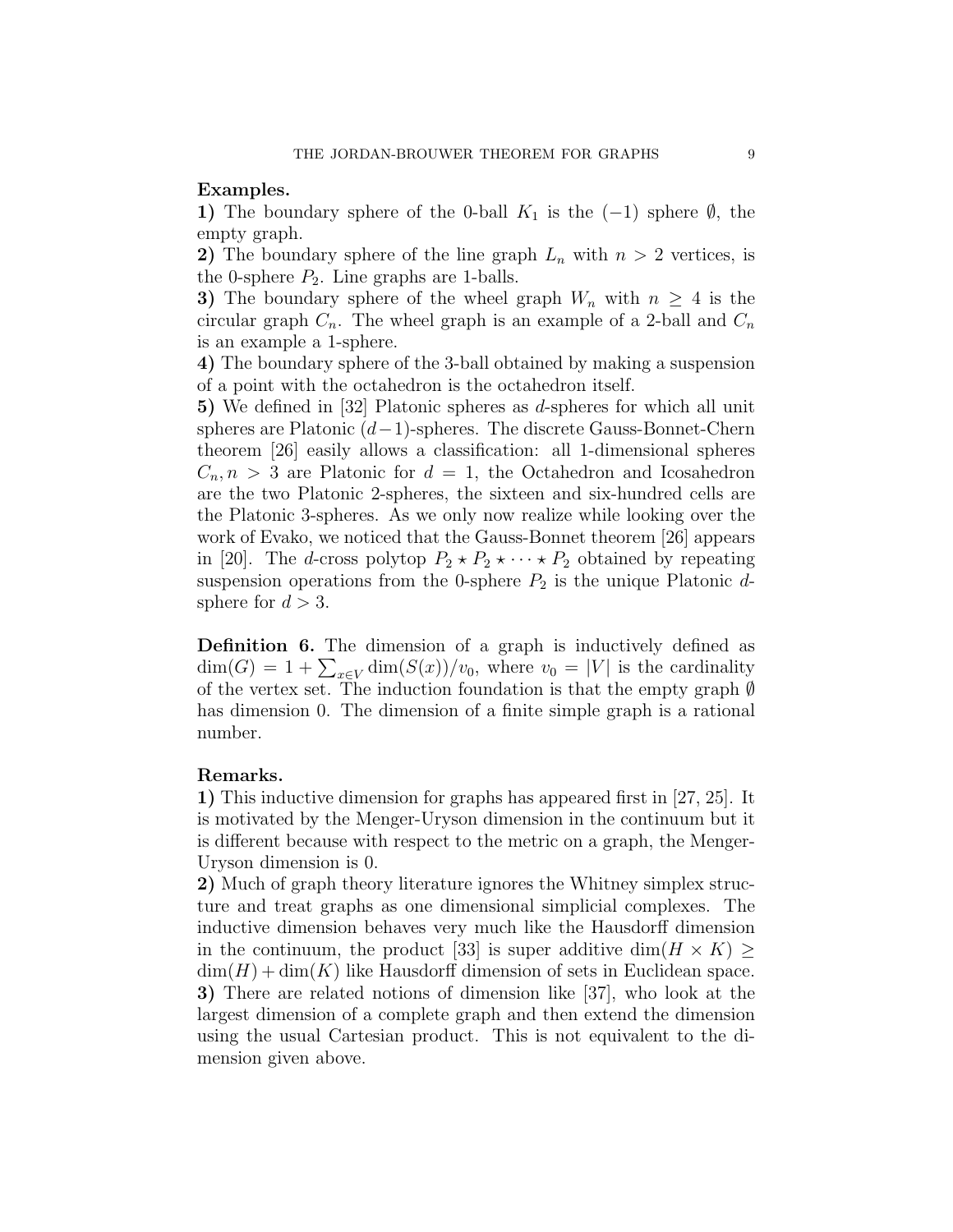**Examples.**

**1)** The boundary sphere of the 0-ball $K_1$ is the $(-1)$ sphere $\emptyset$, the empty graph.

**2)** The boundary sphere of the line graph $L_n$ with $n > 2$ vertices, is the 0-sphere $P_2$. Line graphs are 1-balls.

**3)** The boundary sphere of the wheel graph $W_n$ with $n \geq 4$ is the circular graph $C_n$. The wheel graph is an example of a 2-ball and $C_n$ is an example a 1-sphere.

**4)** The boundary sphere of the 3-ball obtained by making a suspension of a point with the octahedron is the octahedron itself.

**5)** We defined in [32] Platonic spheres as $d$-spheres for which all unit spheres are Platonic $(d-1)$-spheres. The discrete Gauss-Bonnet-Chern theorem [26] easily allows a classification: all 1-dimensional spheres $C_n, n > 3$ are Platonic for $d = 1$, the Octahedron and Icosahedron are the two Platonic 2-spheres, the sixteen and six-hundred cells are the Platonic 3-spheres. As we only now realize while looking over the work of Evako, we noticed that the Gauss-Bonnet theorem [26] appears in [20]. The $d$-cross polytop $P_2 \star P_2 \star \cdots \star P_2$ obtained by repeating suspension operations from the 0-sphere $P_2$ is the unique Platonic $d$-sphere for $d > 3$.

**Definition 6.** The dimension of a graph is inductively defined as $\dim(G) = 1 + \sum_{x \in V} \dim(S(x))/v_0$, where $v_0 = |V|$ is the cardinality of the vertex set. The induction foundation is that the empty graph $\emptyset$ has dimension 0. The dimension of a finite simple graph is a rational number.

**Remarks.**

**1)** This inductive dimension for graphs has appeared first in [27, 25]. It is motivated by the Menger-Uryson dimension in the continuum but it is different because with respect to the metric on a graph, the Menger-Uryson dimension is 0.

**2)** Much of graph theory literature ignores the Whitney simplex structure and treat graphs as one dimensional simplicial complexes. The inductive dimension behaves very much like the Hausdorff dimension in the continuum, the product [33] is super additive $\dim(H \times K) \geq \dim(H) + \dim(K)$ like Hausdorff dimension of sets in Euclidean space.

**3)** There are related notions of dimension like [37], who look at the largest dimension of a complete graph and then extend the dimension using the usual Cartesian product. This is not equivalent to the dimension given above.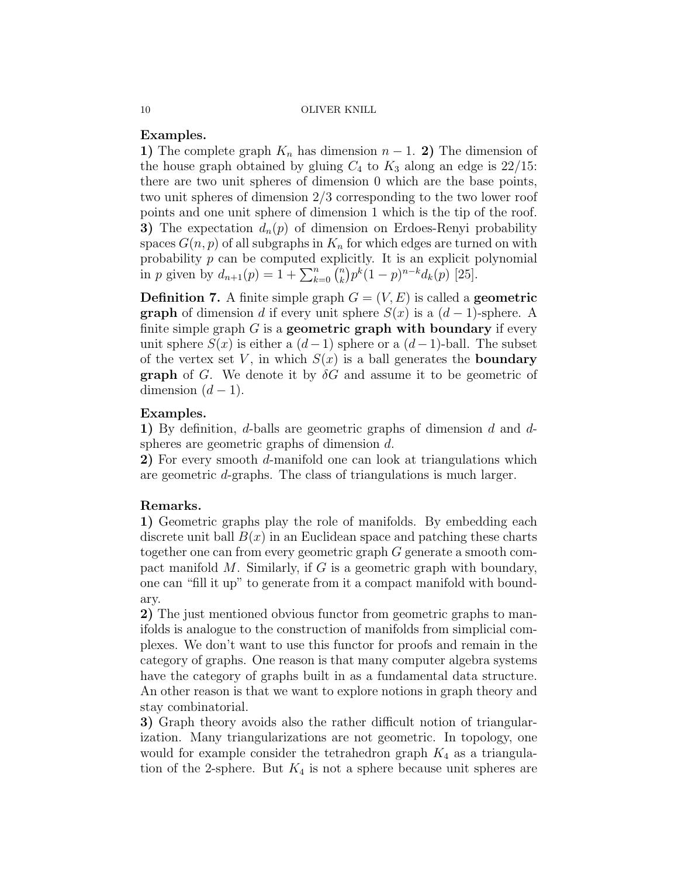**Examples.**

**1)** The complete graph $K_n$ has dimension $n-1$. **2)** The dimension of the house graph obtained by gluing $C_4$ to $K_3$ along an edge is $22/15$: there are two unit spheres of dimension 0 which are the base points, two unit spheres of dimension $2/3$ corresponding to the two lower roof points and one unit sphere of dimension 1 which is the tip of the roof. **3)** The expectation $d_n(p)$ of dimension on Erdoes-Renyi probability spaces $G(n,p)$ of all subgraphs in $K_n$ for which edges are turned on with probability $p$ can be computed explicitly. It is an explicit polynomial in $p$ given by $d_{n+1}(p) = 1 + \sum_{k=0}^{n} \binom{n}{k} p^k (1-p)^{n-k} d_k(p)$ [25].

**Definition 7.** A finite simple graph $G = (V, E)$ is called a **geometric graph** of dimension $d$ if every unit sphere $S(x)$ is a $(d-1)$-sphere. A finite simple graph $G$ is a **geometric graph with boundary** if every unit sphere $S(x)$ is either a $(d-1)$ sphere or a $(d-1)$-ball. The subset of the vertex set $V$, in which $S(x)$ is a ball generates the **boundary graph** of $G$. We denote it by $\delta G$ and assume it to be geometric of dimension $(d-1)$.

**Examples.**

**1)** By definition, $d$-balls are geometric graphs of dimension $d$ and $d$-spheres are geometric graphs of dimension $d$.

**2)** For every smooth $d$-manifold one can look at triangulations which are geometric $d$-graphs. The class of triangulations is much larger.

**Remarks.**

**1)** Geometric graphs play the role of manifolds. By embedding each discrete unit ball $B(x)$ in an Euclidean space and patching these charts together one can from every geometric graph $G$ generate a smooth compact manifold $M$. Similarly, if $G$ is a geometric graph with boundary, one can "fill it up" to generate from it a compact manifold with boundary.

**2)** The just mentioned obvious functor from geometric graphs to manifolds is analogue to the construction of manifolds from simplicial complexes. We don't want to use this functor for proofs and remain in the category of graphs. One reason is that many computer algebra systems have the category of graphs built in as a fundamental data structure. An other reason is that we want to explore notions in graph theory and stay combinatorial.

**3)** Graph theory avoids also the rather difficult notion of triangularization. Many triangularizations are not geometric. In topology, one would for example consider the tetrahedron graph $K_4$ as a triangulation of the 2-sphere. But $K_4$ is not a sphere because unit spheres are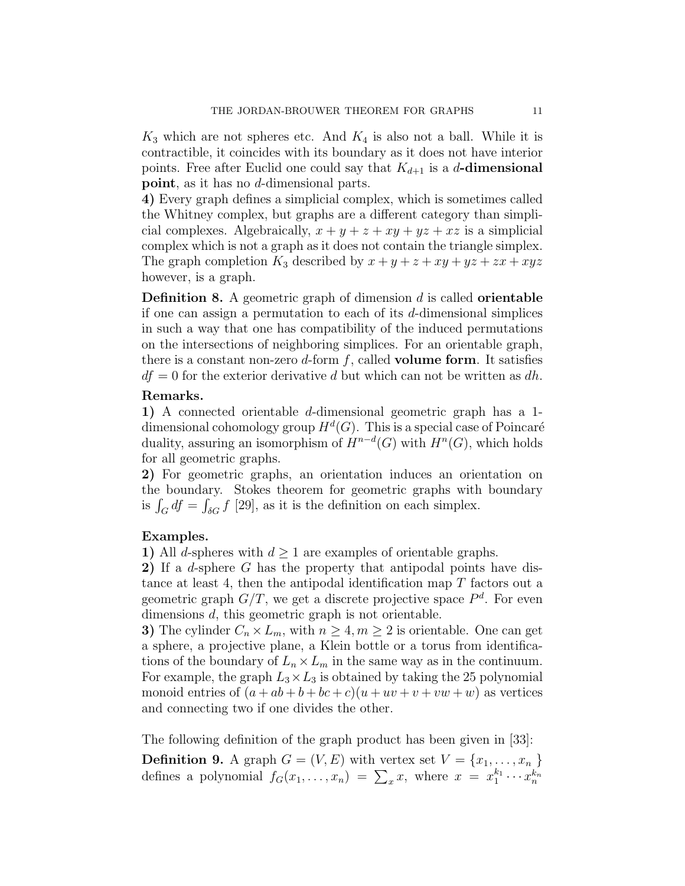$K_3$ which are not spheres etc. And $K_4$ is also not a ball. While it is contractible, it coincides with its boundary as it does not have interior points. Free after Euclid one could say that $K_{d+1}$ is a $d$**-dimensional point**, as it has no $d$-dimensional parts.

**4)** Every graph defines a simplicial complex, which is sometimes called the Whitney complex, but graphs are a different category than simplicial complexes. Algebraically, $x + y + z + xy + yz + xz$ is a simplicial complex which is not a graph as it does not contain the triangle simplex. The graph completion $K_3$ described by $x + y + z + xy + yz + zx + xyz$ however, is a graph.

**Definition 8.** A geometric graph of dimension $d$ is called **orientable** if one can assign a permutation to each of its $d$-dimensional simplices in such a way that one has compatibility of the induced permutations on the intersections of neighboring simplices. For an orientable graph, there is a constant non-zero $d$-form $f$, called **volume form**. It satisfies $df = 0$ for the exterior derivative $d$ but which can not be written as $dh$.

**Remarks.**

**1)** A connected orientable $d$-dimensional geometric graph has a 1-dimensional cohomology group $H^d(G)$. This is a special case of Poincaré duality, assuring an isomorphism of $H^{n-d}(G)$ with $H^n(G)$, which holds for all geometric graphs.

**2)** For geometric graphs, an orientation induces an orientation on the boundary. Stokes theorem for geometric graphs with boundary is $\int_G df = \int_{\delta G} f$ [29], as it is the definition on each simplex.

**Examples.**

**1)** All $d$-spheres with $d \geq 1$ are examples of orientable graphs.

**2)** If a $d$-sphere $G$ has the property that antipodal points have distance at least 4, then the antipodal identification map $T$ factors out a geometric graph $G/T$, we get a discrete projective space $P^d$. For even dimensions $d$, this geometric graph is not orientable.

**3)** The cylinder $C_n \times L_m$, with $n \geq 4, m \geq 2$ is orientable. One can get a sphere, a projective plane, a Klein bottle or a torus from identifications of the boundary of $L_n \times L_m$ in the same way as in the continuum. For example, the graph $L_3 \times L_3$ is obtained by taking the 25 polynomial monoid entries of $(a + ab + b + bc + c)(u + uv + v + vw + w)$ as vertices and connecting two if one divides the other.

The following definition of the graph product has been given in [33]:

**Definition 9.** A graph $G = (V, E)$ with vertex set $V = \{x_1, \dots, x_n\}$ defines a polynomial $f_G(x_1, \dots, x_n) = \sum_x x$, where $x = x_1^{k_1} \cdots x_n^{k_n}$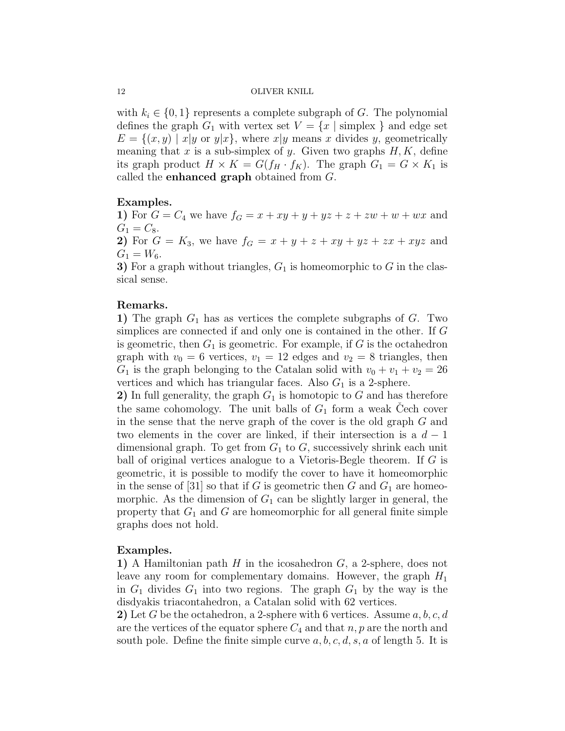with $k_i \in \{0,1\}$ represents a complete subgraph of $G$. The polynomial defines the graph $G_1$ with vertex set $V = \{x \mid \text{simplex }\}$ and edge set $E = \{(x,y) \mid x|y \text{ or } y|x\}$, where $x|y$ means $x$ divides $y$, geometrically meaning that $x$ is a sub-simplex of $y$. Given two graphs $H, K$, define its graph product $H \times K = G(f_H \cdot f_K)$. The graph $G_1 = G \times K_1$ is called the **enhanced graph** obtained from $G$.

**Examples.**
**1)** For $G = C_4$ we have $f_G = x + xy + y + yz + z + zw + w + wx$ and $G_1 = C_8$.
**2)** For $G = K_3$, we have $f_G = x + y + z + xy + yz + zx + xyz$ and $G_1 = W_6$.
**3)** For a graph without triangles, $G_1$ is homeomorphic to $G$ in the classical sense.

**Remarks.**
**1)** The graph $G_1$ has as vertices the complete subgraphs of $G$. Two simplices are connected if and only one is contained in the other. If $G$ is geometric, then $G_1$ is geometric. For example, if $G$ is the octahedron graph with $v_0 = 6$ vertices, $v_1 = 12$ edges and $v_2 = 8$ triangles, then $G_1$ is the graph belonging to the Catalan solid with $v_0 + v_1 + v_2 = 26$ vertices and which has triangular faces. Also $G_1$ is a 2-sphere.
**2)** In full generality, the graph $G_1$ is homotopic to $G$ and has therefore the same cohomology. The unit balls of $G_1$ form a weak Čech cover in the sense that the nerve graph of the cover is the old graph $G$ and two elements in the cover are linked, if their intersection is a $d-1$ dimensional graph. To get from $G_1$ to $G$, successively shrink each unit ball of original vertices analogue to a Vietoris-Begle theorem. If $G$ is geometric, it is possible to modify the cover to have it homeomorphic in the sense of [31] so that if $G$ is geometric then $G$ and $G_1$ are homeomorphic. As the dimension of $G_1$ can be slightly larger in general, the property that $G_1$ and $G$ are homeomorphic for all general finite simple graphs does not hold.

**Examples.**
**1)** A Hamiltonian path $H$ in the icosahedron $G$, a 2-sphere, does not leave any room for complementary domains. However, the graph $H_1$ in $G_1$ divides $G_1$ into two regions. The graph $G_1$ by the way is the disdyakis triacontahedron, a Catalan solid with 62 vertices.
**2)** Let $G$ be the octahedron, a 2-sphere with 6 vertices. Assume $a, b, c, d$ are the vertices of the equator sphere $C_4$ and that $n, p$ are the north and south pole. Define the finite simple curve $a, b, c, d, s, a$ of length 5. It is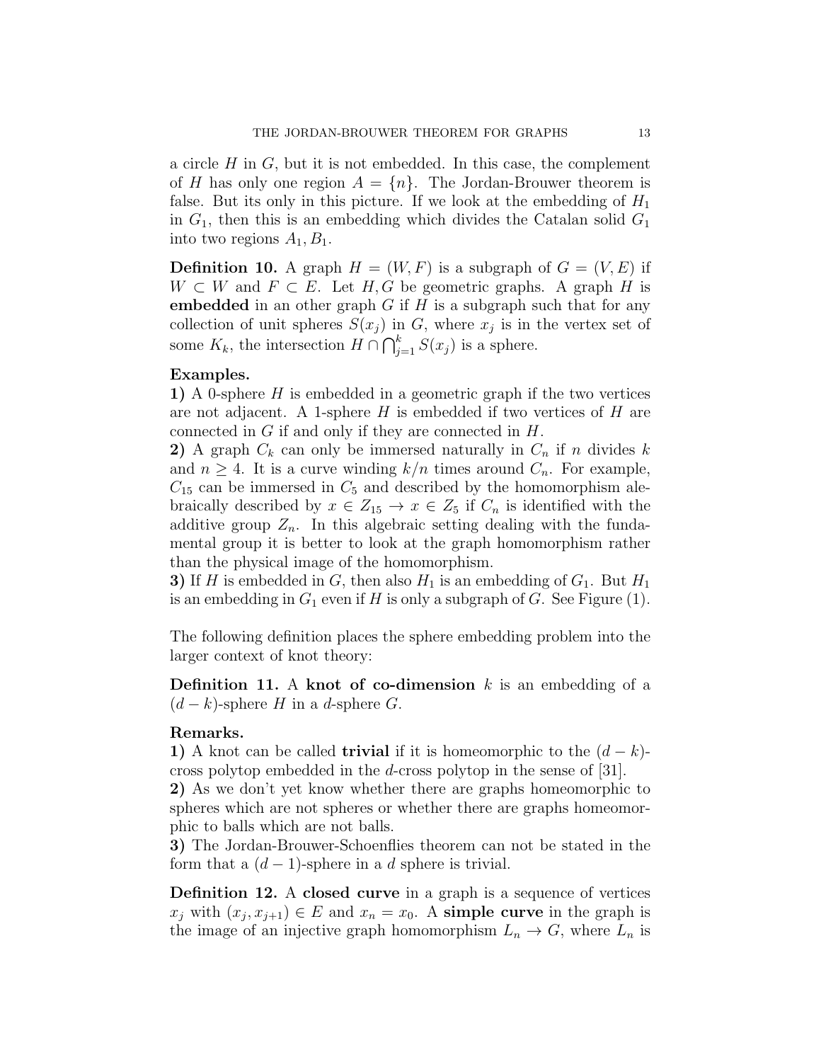a circle $H$ in $G$, but it is not embedded. In this case, the complement of $H$ has only one region $A = \{n\}$. The Jordan-Brouwer theorem is false. But its only in this picture. If we look at the embedding of $H_1$ in $G_1$, then this is an embedding which divides the Catalan solid $G_1$ into two regions $A_1, B_1$.

**Definition 10.** A graph $H = (W, F)$ is a subgraph of $G = (V, E)$ if $W \subset W$ and $F \subset E$. Let $H, G$ be geometric graphs. A graph $H$ is **embedded** in an other graph $G$ if $H$ is a subgraph such that for any collection of unit spheres $S(x_j)$ in $G$, where $x_j$ is in the vertex set of some $K_k$, the intersection $H \cap \bigcap_{j=1}^{k} S(x_j)$ is a sphere.

**Examples.**
**1)** A 0-sphere $H$ is embedded in a geometric graph if the two vertices are not adjacent. A 1-sphere $H$ is embedded if two vertices of $H$ are connected in $G$ if and only if they are connected in $H$.
**2)** A graph $C_k$ can only be immersed naturally in $C_n$ if $n$ divides $k$ and $n \geq 4$. It is a curve winding $k/n$ times around $C_n$. For example, $C_{15}$ can be immersed in $C_5$ and described by the homomorphism alebraically described by $x \in Z_{15} \to x \in Z_5$ if $C_n$ is identified with the additive group $Z_n$. In this algebraic setting dealing with the fundamental group it is better to look at the graph homomorphism rather than the physical image of the homomorphism.
**3)** If $H$ is embedded in $G$, then also $H_1$ is an embedding of $G_1$. But $H_1$ is an embedding in $G_1$ even if $H$ is only a subgraph of $G$. See Figure (1).

The following definition places the sphere embedding problem into the larger context of knot theory:

**Definition 11.** A **knot of co-dimension** $k$ is an embedding of a $(d-k)$-sphere $H$ in a $d$-sphere $G$.

**Remarks.**
**1)** A knot can be called **trivial** if it is homeomorphic to the $(d-k)$-cross polytop embedded in the $d$-cross polytop in the sense of [31].
**2)** As we don't yet know whether there are graphs homeomorphic to spheres which are not spheres or whether there are graphs homeomorphic to balls which are not balls.
**3)** The Jordan-Brouwer-Schoenflies theorem can not be stated in the form that a $(d-1)$-sphere in a $d$ sphere is trivial.

**Definition 12.** A **closed curve** in a graph is a sequence of vertices $x_j$ with $(x_j, x_{j+1}) \in E$ and $x_n = x_0$. A **simple curve** in the graph is the image of an injective graph homomorphism $L_n \to G$, where $L_n$ is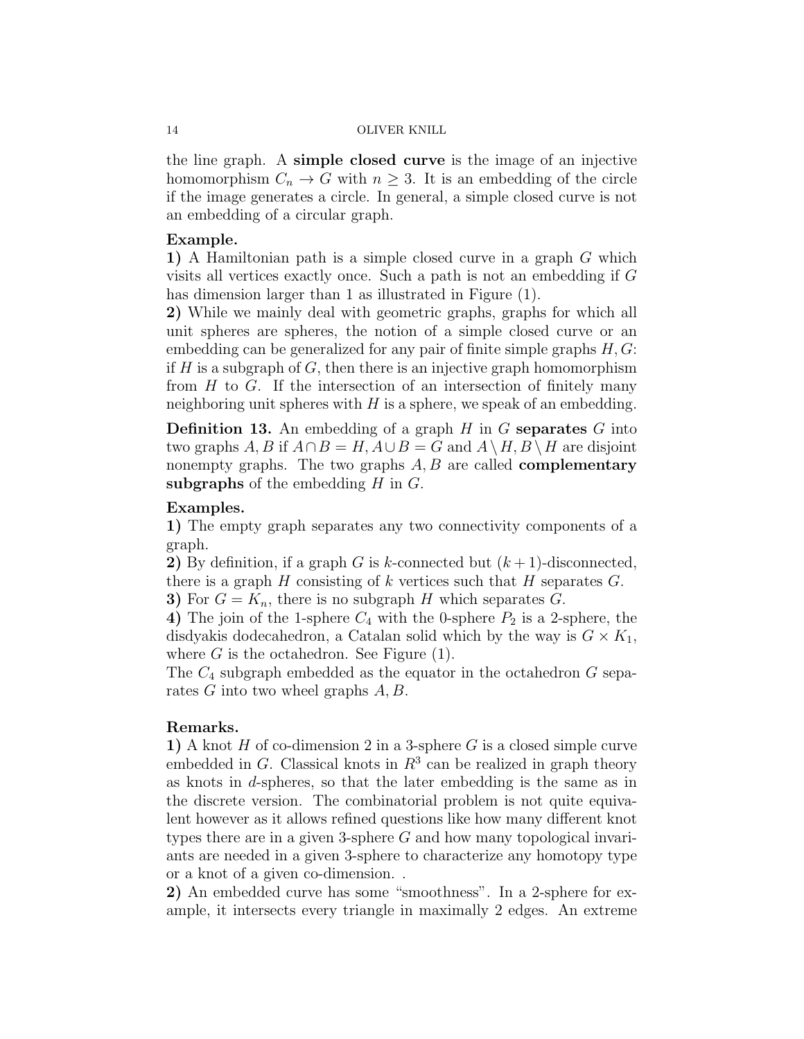the line graph. A **simple closed curve** is the image of an injective homomorphism $C_n \to G$ with $n \geq 3$. It is an embedding of the circle if the image generates a circle. In general, a simple closed curve is not an embedding of a circular graph.

**Example.**

**1)** A Hamiltonian path is a simple closed curve in a graph $G$ which visits all vertices exactly once. Such a path is not an embedding if $G$ has dimension larger than 1 as illustrated in Figure (1).

**2)** While we mainly deal with geometric graphs, graphs for which all unit spheres are spheres, the notion of a simple closed curve or an embedding can be generalized for any pair of finite simple graphs $H, G$: if $H$ is a subgraph of $G$, then there is an injective graph homomorphism from $H$ to $G$. If the intersection of an intersection of finitely many neighboring unit spheres with $H$ is a sphere, we speak of an embedding.

**Definition 13.** An embedding of a graph $H$ in $G$ **separates** $G$ into two graphs $A, B$ if $A \cap B = H, A \cup B = G$ and $A \setminus H, B \setminus H$ are disjoint nonempty graphs. The two graphs $A, B$ are called **complementary subgraphs** of the embedding $H$ in $G$.

**Examples.**

**1)** The empty graph separates any two connectivity components of a graph.

**2)** By definition, if a graph $G$ is $k$-connected but $(k+1)$-disconnected, there is a graph $H$ consisting of $k$ vertices such that $H$ separates $G$.

**3)** For $G = K_n$, there is no subgraph $H$ which separates $G$.

**4)** The join of the 1-sphere $C_4$ with the 0-sphere $P_2$ is a 2-sphere, the disdyakis dodecahedron, a Catalan solid which by the way is $G \times K_1$, where $G$ is the octahedron. See Figure (1).

The $C_4$ subgraph embedded as the equator in the octahedron $G$ separates $G$ into two wheel graphs $A, B$.

**Remarks.**

**1)** A knot $H$ of co-dimension 2 in a 3-sphere $G$ is a closed simple curve embedded in $G$. Classical knots in $R^3$ can be realized in graph theory as knots in $d$-spheres, so that the later embedding is the same as in the discrete version. The combinatorial problem is not quite equivalent however as it allows refined questions like how many different knot types there are in a given 3-sphere $G$ and how many topological invariants are needed in a given 3-sphere to characterize any homotopy type or a knot of a given co-dimension. .

**2)** An embedded curve has some "smoothness". In a 2-sphere for example, it intersects every triangle in maximally 2 edges. An extreme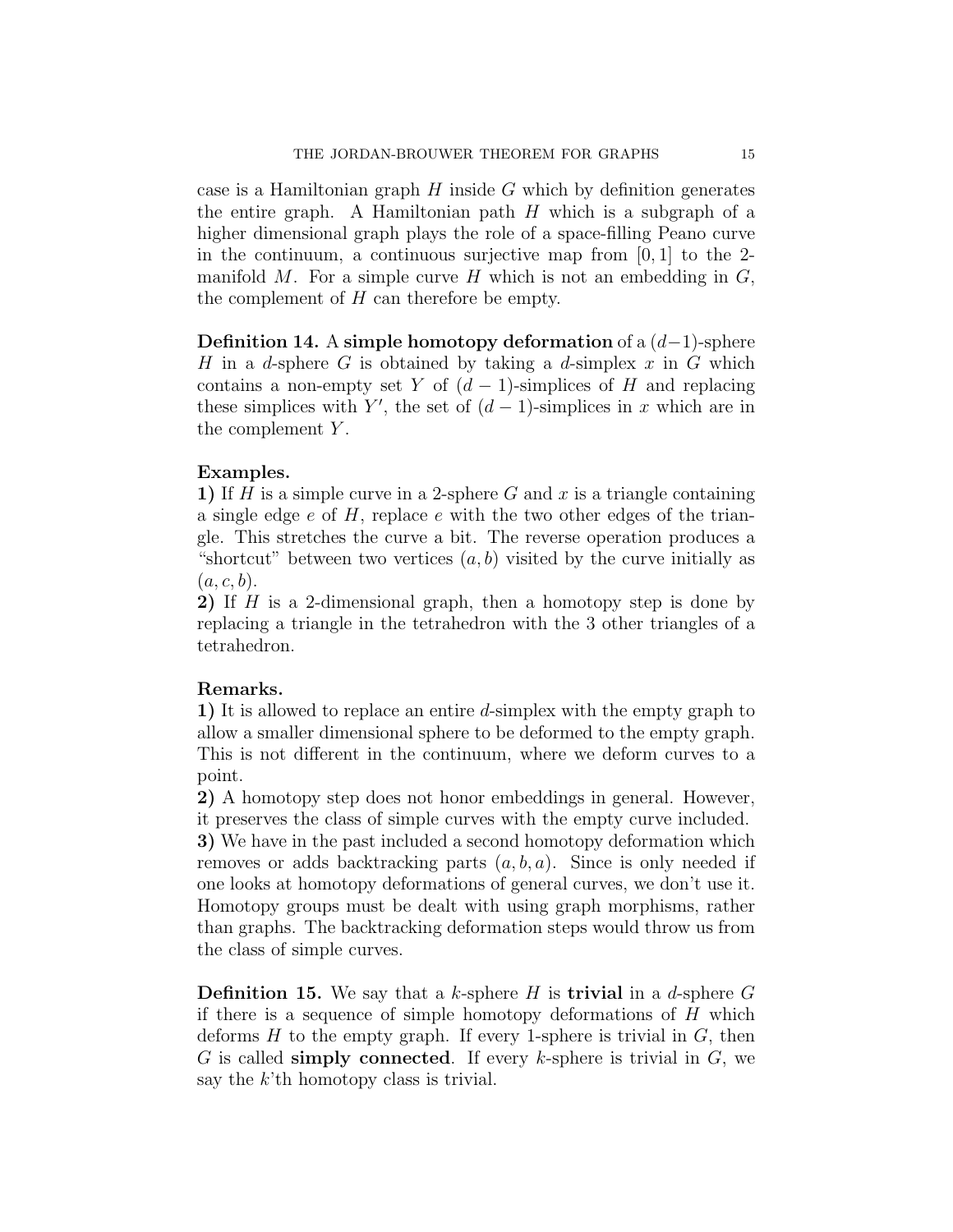case is a Hamiltonian graph $H$ inside $G$ which by definition generates the entire graph. A Hamiltonian path $H$ which is a subgraph of a higher dimensional graph plays the role of a space-filling Peano curve in the continuum, a continuous surjective map from $[0, 1]$ to the 2-manifold $M$. For a simple curve $H$ which is not an embedding in $G$, the complement of $H$ can therefore be empty.

**Definition 14.** A **simple homotopy deformation** of a $(d-1)$-sphere $H$ in a $d$-sphere $G$ is obtained by taking a $d$-simplex $x$ in $G$ which contains a non-empty set $Y$ of $(d-1)$-simplices of $H$ and replacing these simplices with $Y'$, the set of $(d-1)$-simplices in $x$ which are in the complement $Y$.

**Examples.**
**1)** If $H$ is a simple curve in a 2-sphere $G$ and $x$ is a triangle containing a single edge $e$ of $H$, replace $e$ with the two other edges of the triangle. This stretches the curve a bit. The reverse operation produces a "shortcut" between two vertices $(a, b)$ visited by the curve initially as $(a, c, b)$.
**2)** If $H$ is a 2-dimensional graph, then a homotopy step is done by replacing a triangle in the tetrahedron with the 3 other triangles of a tetrahedron.

**Remarks.**
**1)** It is allowed to replace an entire $d$-simplex with the empty graph to allow a smaller dimensional sphere to be deformed to the empty graph. This is not different in the continuum, where we deform curves to a point.
**2)** A homotopy step does not honor embeddings in general. However, it preserves the class of simple curves with the empty curve included.
**3)** We have in the past included a second homotopy deformation which removes or adds backtracking parts $(a, b, a)$. Since is only needed if one looks at homotopy deformations of general curves, we don't use it. Homotopy groups must be dealt with using graph morphisms, rather than graphs. The backtracking deformation steps would throw us from the class of simple curves.

**Definition 15.** We say that a $k$-sphere $H$ is **trivial** in a $d$-sphere $G$ if there is a sequence of simple homotopy deformations of $H$ which deforms $H$ to the empty graph. If every 1-sphere is trivial in $G$, then $G$ is called **simply connected**. If every $k$-sphere is trivial in $G$, we say the $k$'th homotopy class is trivial.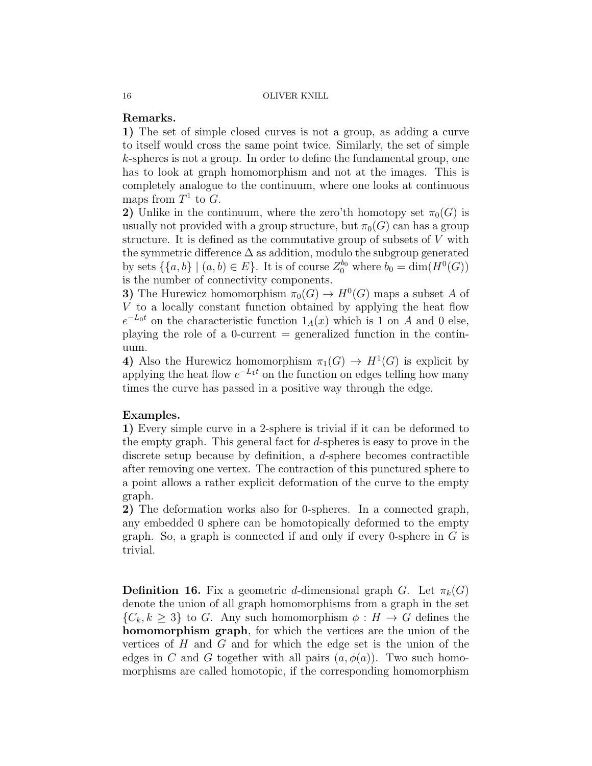**Remarks.**

**1)** The set of simple closed curves is not a group, as adding a curve to itself would cross the same point twice. Similarly, the set of simple $k$-spheres is not a group. In order to define the fundamental group, one has to look at graph homomorphism and not at the images. This is completely analogue to the continuum, where one looks at continuous maps from $T^1$ to $G$.

**2)** Unlike in the continuum, where the zero'th homotopy set $\pi_0(G)$ is usually not provided with a group structure, but $\pi_0(G)$ can has a group structure. It is defined as the commutative group of subsets of $V$ with the symmetric difference $\Delta$ as addition, modulo the subgroup generated by sets $\{\{a,b\} \mid (a,b) \in E\}$. It is of course $Z_0^{b_0}$ where $b_0 = \dim(H^0(G))$ is the number of connectivity components.

**3)** The Hurewicz homomorphism $\pi_0(G) \to H^0(G)$ maps a subset $A$ of $V$ to a locally constant function obtained by applying the heat flow $e^{-L_0 t}$ on the characteristic function $1_A(x)$ which is 1 on $A$ and 0 else, playing the role of a 0-current = generalized function in the continuum.

**4)** Also the Hurewicz homomorphism $\pi_1(G) \to H^1(G)$ is explicit by applying the heat flow $e^{-L_1 t}$ on the function on edges telling how many times the curve has passed in a positive way through the edge.

**Examples.**

**1)** Every simple curve in a 2-sphere is trivial if it can be deformed to the empty graph. This general fact for $d$-spheres is easy to prove in the discrete setup because by definition, a $d$-sphere becomes contractible after removing one vertex. The contraction of this punctured sphere to a point allows a rather explicit deformation of the curve to the empty graph.

**2)** The deformation works also for 0-spheres. In a connected graph, any embedded 0 sphere can be homotopically deformed to the empty graph. So, a graph is connected if and only if every 0-sphere in $G$ is trivial.

**Definition 16.** Fix a geometric $d$-dimensional graph $G$. Let $\pi_k(G)$ denote the union of all graph homomorphisms from a graph in the set $\{C_k, k \geq 3\}$ to $G$. Any such homomorphism $\phi : H \to G$ defines the **homomorphism graph**, for which the vertices are the union of the vertices of $H$ and $G$ and for which the edge set is the union of the edges in $C$ and $G$ together with all pairs $(a, \phi(a))$. Two such homomorphisms are called homotopic, if the corresponding homomorphism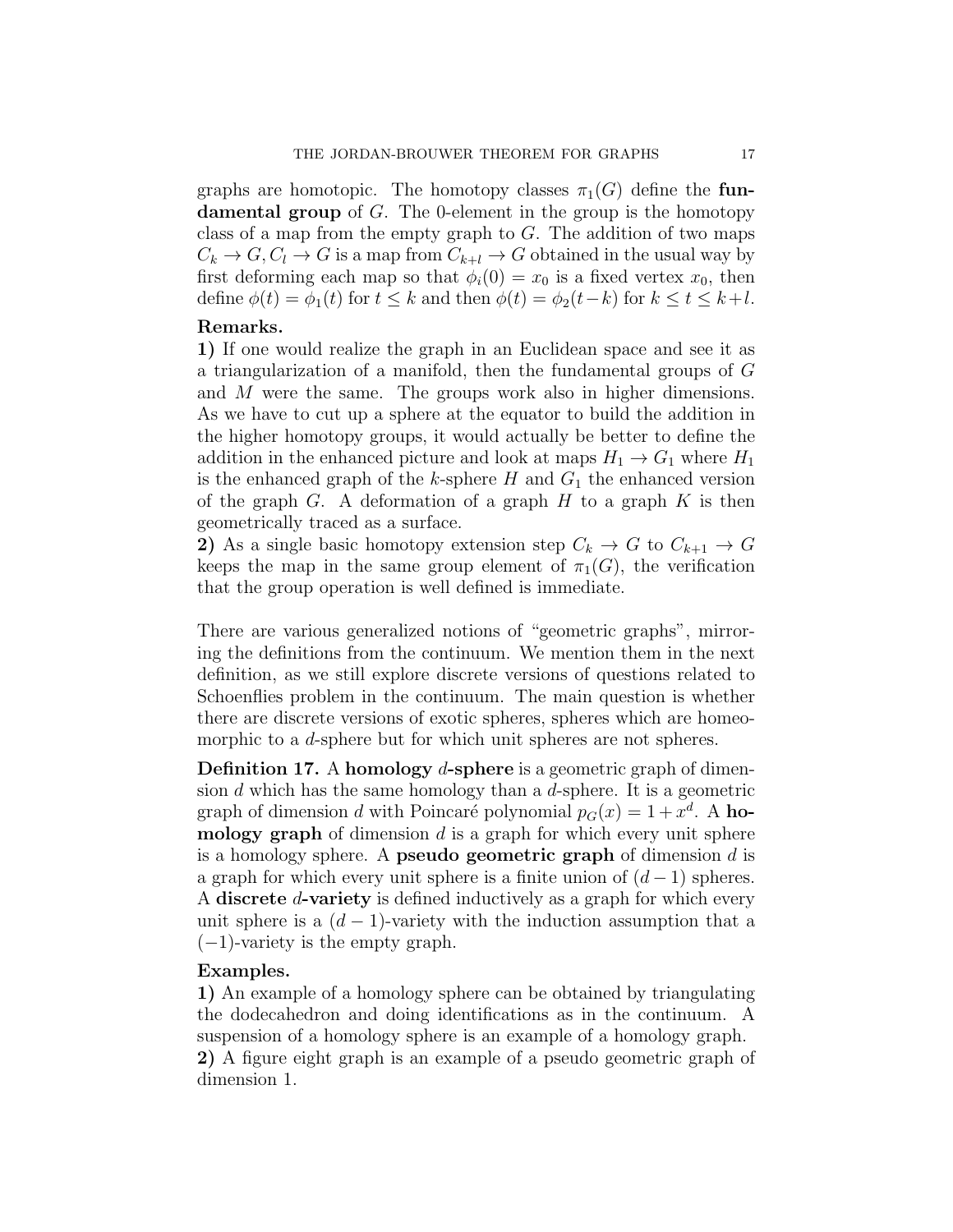graphs are homotopic. The homotopy classes $\pi_1(G)$ define the **fundamental group** of $G$. The 0-element in the group is the homotopy class of a map from the empty graph to $G$. The addition of two maps $C_k \to G, C_l \to G$ is a map from $C_{k+l} \to G$ obtained in the usual way by first deforming each map so that $\phi_i(0) = x_0$ is a fixed vertex $x_0$, then define $\phi(t) = \phi_1(t)$ for $t \leq k$ and then $\phi(t) = \phi_2(t-k)$ for $k \leq t \leq k+l$.

**Remarks.**

**1)** If one would realize the graph in an Euclidean space and see it as a triangularization of a manifold, then the fundamental groups of $G$ and $M$ were the same. The groups work also in higher dimensions. As we have to cut up a sphere at the equator to build the addition in the higher homotopy groups, it would actually be better to define the addition in the enhanced picture and look at maps $H_1 \to G_1$ where $H_1$ is the enhanced graph of the $k$-sphere $H$ and $G_1$ the enhanced version of the graph $G$. A deformation of a graph $H$ to a graph $K$ is then geometrically traced as a surface.

**2)** As a single basic homotopy extension step $C_k \to G$ to $C_{k+1} \to G$ keeps the map in the same group element of $\pi_1(G)$, the verification that the group operation is well defined is immediate.

There are various generalized notions of "geometric graphs", mirroring the definitions from the continuum. We mention them in the next definition, as we still explore discrete versions of questions related to Schoenflies problem in the continuum. The main question is whether there are discrete versions of exotic spheres, spheres which are homeomorphic to a $d$-sphere but for which unit spheres are not spheres.

**Definition 17.** A **homology $d$-sphere** is a geometric graph of dimension $d$ which has the same homology than a $d$-sphere. It is a geometric graph of dimension $d$ with Poincaré polynomial $p_G(x) = 1 + x^d$. A **homology graph** of dimension $d$ is a graph for which every unit sphere is a homology sphere. A **pseudo geometric graph** of dimension $d$ is a graph for which every unit sphere is a finite union of $(d-1)$ spheres. A **discrete $d$-variety** is defined inductively as a graph for which every unit sphere is a $(d-1)$-variety with the induction assumption that a $(-1)$-variety is the empty graph.

**Examples.**

**1)** An example of a homology sphere can be obtained by triangulating the dodecahedron and doing identifications as in the continuum. A suspension of a homology sphere is an example of a homology graph.

**2)** A figure eight graph is an example of a pseudo geometric graph of dimension 1.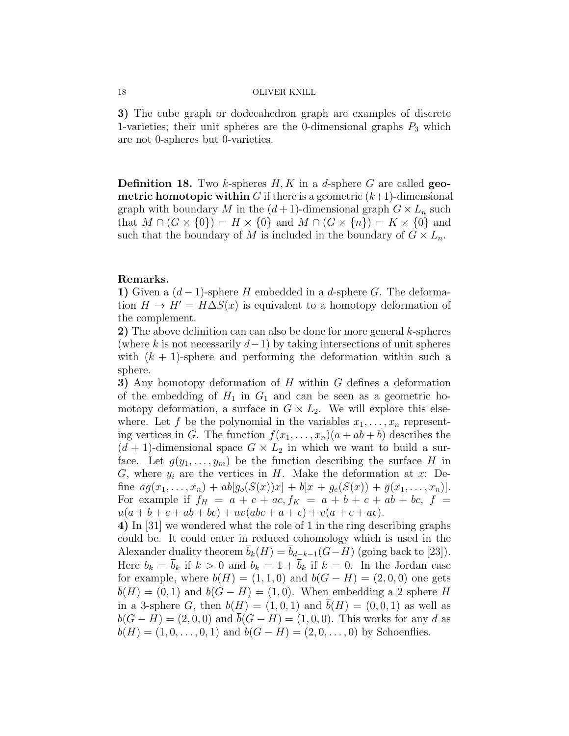**3)** The cube graph or dodecahedron graph are examples of discrete 1-varieties; their unit spheres are the 0-dimensional graphs $P_3$ which are not 0-spheres but 0-varieties.

**Definition 18.** Two $k$-spheres $H, K$ in a $d$-sphere $G$ are called **geometric homotopic within** $G$ if there is a geometric $(k+1)$-dimensional graph with boundary $M$ in the $(d+1)$-dimensional graph $G \times L_n$ such that $M \cap (G \times \{0\}) = H \times \{0\}$ and $M \cap (G \times \{n\}) = K \times \{0\}$ and such that the boundary of $M$ is included in the boundary of $G \times L_n$.

**Remarks.**

**1)** Given a $(d-1)$-sphere $H$ embedded in a $d$-sphere $G$. The deformation $H \to H' = H \Delta S(x)$ is equivalent to a homotopy deformation of the complement.

**2)** The above definition can can also be done for more general $k$-spheres (where $k$ is not necessarily $d-1$) by taking intersections of unit spheres with $(k+1)$-sphere and performing the deformation within such a sphere.

**3)** Any homotopy deformation of $H$ within $G$ defines a deformation of the embedding of $H_1$ in $G_1$ and can be seen as a geometric homotopy deformation, a surface in $G \times L_2$. We will explore this elsewhere. Let $f$ be the polynomial in the variables $x_1, \dots, x_n$ representing vertices in $G$. The function $f(x_1, \dots, x_n)(a + ab + b)$ describes the $(d+1)$-dimensional space $G \times L_2$ in which we want to build a surface. Let $g(y_1, \dots, y_m)$ be the function describing the surface $H$ in $G$, where $y_i$ are the vertices in $H$. Make the deformation at $x$: Define $ag(x_1, \dots, x_n) + ab[g_o(S(x))x] + b[x + g_e(S(x)) + g(x_1, \dots, x_n)]$. For example if $f_H = a + c + ac, f_K = a + b + c + ab + bc$, $f = u(a + b + c + ab + bc) + uv(abc + a + c) + v(a + c + ac)$.

**4)** In [31] we wondered what the role of 1 in the ring describing graphs could be. It could enter in reduced cohomology which is used in the Alexander duality theorem $\overline{b}_k(H) = \overline{b}_{d-k-1}(G-H)$ (going back to [23]). Here $b_k = \overline{b}_k$ if $k > 0$ and $b_k = 1 + \overline{b}_k$ if $k = 0$. In the Jordan case for example, where $b(H) = (1, 1, 0)$ and $b(G - H) = (2, 0, 0)$ one gets $\overline{b}(H) = (0, 1)$ and $b(G - H) = (1, 0)$. When embedding a 2 sphere $H$ in a 3-sphere $G$, then $b(H) = (1, 0, 1)$ and $\overline{b}(H) = (0, 0, 1)$ as well as $b(G - H) = (2, 0, 0)$ and $\overline{b}(G - H) = (1, 0, 0)$. This works for any $d$ as $b(H) = (1, 0, \dots, 0, 1)$ and $b(G - H) = (2, 0, \dots, 0)$ by Schoenflies.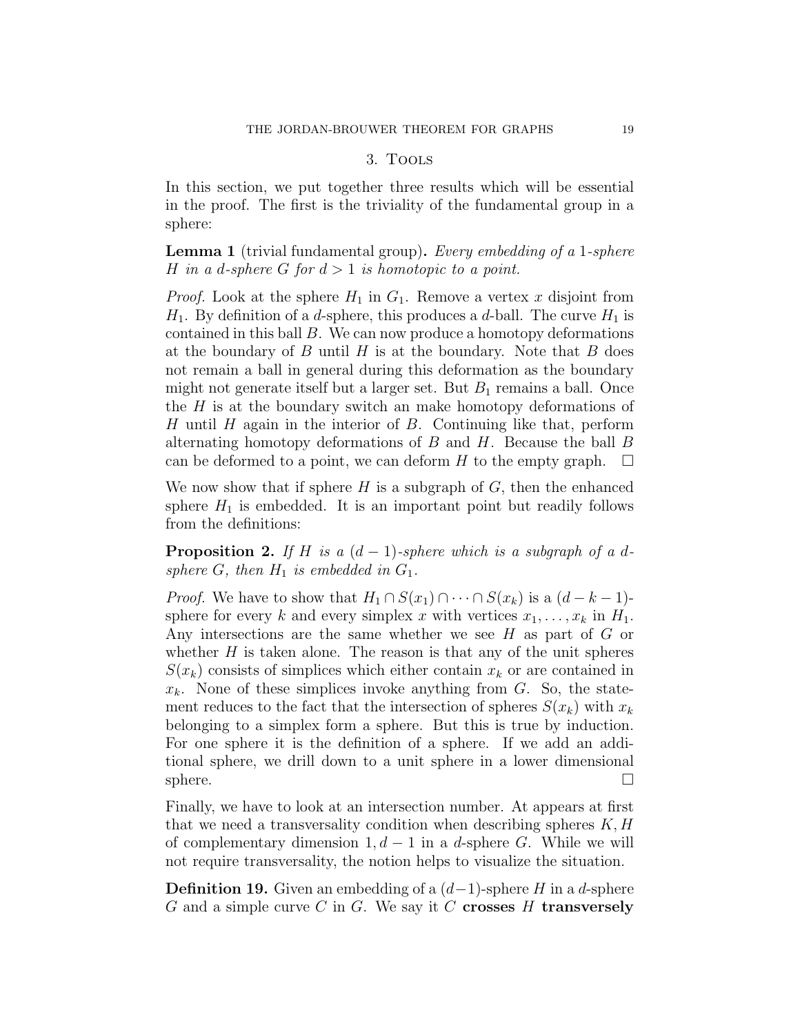## 3. Tools

In this section, we put together three results which will be essential in the proof. The first is the triviality of the fundamental group in a sphere:

**Lemma 1** (trivial fundamental group)**.** *Every embedding of a 1-sphere $H$ in a $d$-sphere $G$ for $d > 1$ is homotopic to a point.*

*Proof.* Look at the sphere $H_1$ in $G_1$. Remove a vertex $x$ disjoint from $H_1$. By definition of a $d$-sphere, this produces a $d$-ball. The curve $H_1$ is contained in this ball $B$. We can now produce a homotopy deformations at the boundary of $B$ until $H$ is at the boundary. Note that $B$ does not remain a ball in general during this deformation as the boundary might not generate itself but a larger set. But $B_1$ remains a ball. Once the $H$ is at the boundary switch an make homotopy deformations of $H$ until $H$ again in the interior of $B$. Continuing like that, perform alternating homotopy deformations of $B$ and $H$. Because the ball $B$ can be deformed to a point, we can deform $H$ to the empty graph. $\square$

We now show that if sphere $H$ is a subgraph of $G$, then the enhanced sphere $H_1$ is embedded. It is an important point but readily follows from the definitions:

**Proposition 2.** *If $H$ is a $(d-1)$-sphere which is a subgraph of a $d$-sphere $G$, then $H_1$ is embedded in $G_1$.*

*Proof.* We have to show that $H_1 \cap S(x_1) \cap \cdots \cap S(x_k)$ is a $(d-k-1)$-sphere for every $k$ and every simplex $x$ with vertices $x_1, \ldots, x_k$ in $H_1$. Any intersections are the same whether we see $H$ as part of $G$ or whether $H$ is taken alone. The reason is that any of the unit spheres $S(x_k)$ consists of simplices which either contain $x_k$ or are contained in $x_k$. None of these simplices invoke anything from $G$. So, the statement reduces to the fact that the intersection of spheres $S(x_k)$ with $x_k$ belonging to a simplex form a sphere. But this is true by induction. For one sphere it is the definition of a sphere. If we add an additional sphere, we drill down to a unit sphere in a lower dimensional sphere. $\square$

Finally, we have to look at an intersection number. At appears at first that we need a transversality condition when describing spheres $K, H$ of complementary dimension $1, d-1$ in a $d$-sphere $G$. While we will not require transversality, the notion helps to visualize the situation.

**Definition 19.** Given an embedding of a $(d-1)$-sphere $H$ in a $d$-sphere $G$ and a simple curve $C$ in $G$. We say it $C$ **crosses $H$ transversely**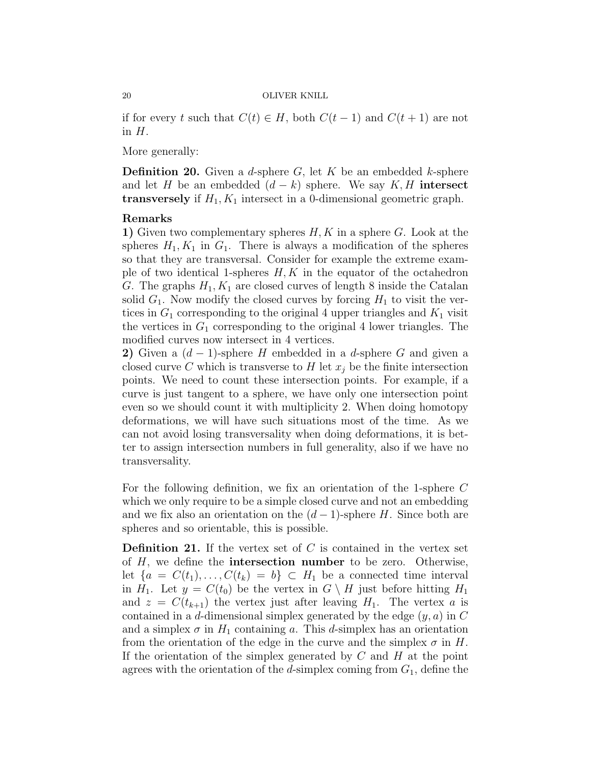if for every $t$ such that $C(t) \in H$, both $C(t-1)$ and $C(t+1)$ are not in $H$.

More generally:

**Definition 20.** Given a $d$-sphere $G$, let $K$ be an embedded $k$-sphere and let $H$ be an embedded $(d-k)$ sphere. We say $K, H$ **intersect transversely** if $H_1, K_1$ intersect in a 0-dimensional geometric graph.

**Remarks**

**1)** Given two complementary spheres $H, K$ in a sphere $G$. Look at the spheres $H_1, K_1$ in $G_1$. There is always a modification of the spheres so that they are transversal. Consider for example the extreme example of two identical 1-spheres $H, K$ in the equator of the octahedron $G$. The graphs $H_1, K_1$ are closed curves of length 8 inside the Catalan solid $G_1$. Now modify the closed curves by forcing $H_1$ to visit the vertices in $G_1$ corresponding to the original 4 upper triangles and $K_1$ visit the vertices in $G_1$ corresponding to the original 4 lower triangles. The modified curves now intersect in 4 vertices.

**2)** Given a $(d-1)$-sphere $H$ embedded in a $d$-sphere $G$ and given a closed curve $C$ which is transverse to $H$ let $x_j$ be the finite intersection points. We need to count these intersection points. For example, if a curve is just tangent to a sphere, we have only one intersection point even so we should count it with multiplicity 2. When doing homotopy deformations, we will have such situations most of the time. As we can not avoid losing transversality when doing deformations, it is better to assign intersection numbers in full generality, also if we have no transversality.

For the following definition, we fix an orientation of the 1-sphere $C$ which we only require to be a simple closed curve and not an embedding and we fix also an orientation on the $(d-1)$-sphere $H$. Since both are spheres and so orientable, this is possible.

**Definition 21.** If the vertex set of $C$ is contained in the vertex set of $H$, we define the **intersection number** to be zero. Otherwise, let $\{a = C(t_1), \dots, C(t_k) = b\} \subset H_1$ be a connected time interval in $H_1$. Let $y = C(t_0)$ be the vertex in $G \setminus H$ just before hitting $H_1$ and $z = C(t_{k+1})$ the vertex just after leaving $H_1$. The vertex $a$ is contained in a $d$-dimensional simplex generated by the edge $(y, a)$ in $C$ and a simplex $\sigma$ in $H_1$ containing $a$. This $d$-simplex has an orientation from the orientation of the edge in the curve and the simplex $\sigma$ in $H$. If the orientation of the simplex generated by $C$ and $H$ at the point agrees with the orientation of the $d$-simplex coming from $G_1$, define the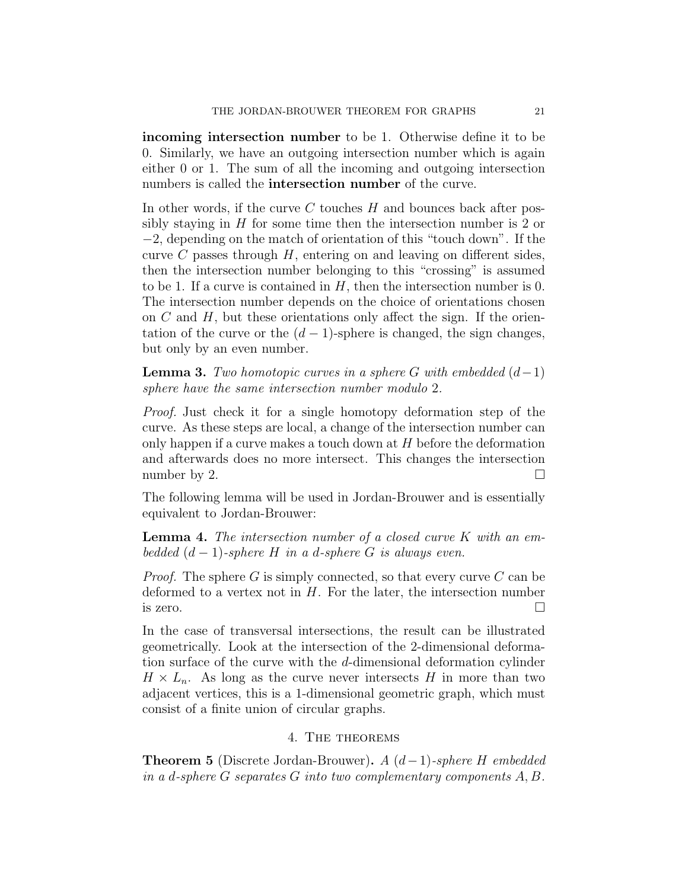**incoming intersection number** to be 1. Otherwise define it to be 0. Similarly, we have an outgoing intersection number which is again either 0 or 1. The sum of all the incoming and outgoing intersection numbers is called the **intersection number** of the curve.

In other words, if the curve $C$ touches $H$ and bounces back after possibly staying in $H$ for some time then the intersection number is 2 or $-2$, depending on the match of orientation of this "touch down". If the curve $C$ passes through $H$, entering on and leaving on different sides, then the intersection number belonging to this "crossing" is assumed to be 1. If a curve is contained in $H$, then the intersection number is 0. The intersection number depends on the choice of orientations chosen on $C$ and $H$, but these orientations only affect the sign. If the orientation of the curve or the $(d-1)$-sphere is changed, the sign changes, but only by an even number.

**Lemma 3.** *Two homotopic curves in a sphere $G$ with embedded $(d-1)$ sphere have the same intersection number modulo 2.*

*Proof.* Just check it for a single homotopy deformation step of the curve. As these steps are local, a change of the intersection number can only happen if a curve makes a touch down at $H$ before the deformation and afterwards does no more intersect. This changes the intersection number by 2. □

The following lemma will be used in Jordan-Brouwer and is essentially equivalent to Jordan-Brouwer:

**Lemma 4.** *The intersection number of a closed curve $K$ with an embedded $(d-1)$-sphere $H$ in a $d$-sphere $G$ is always even.*

*Proof.* The sphere $G$ is simply connected, so that every curve $C$ can be deformed to a vertex not in $H$. For the later, the intersection number is zero. □

In the case of transversal intersections, the result can be illustrated geometrically. Look at the intersection of the 2-dimensional deformation surface of the curve with the $d$-dimensional deformation cylinder $H \times L_n$. As long as the curve never intersects $H$ in more than two adjacent vertices, this is a 1-dimensional geometric graph, which must consist of a finite union of circular graphs.

## 4. The theorems

**Theorem 5** (Discrete Jordan-Brouwer)**.** *A $(d-1)$-sphere $H$ embedded in a $d$-sphere $G$ separates $G$ into two complementary components $A, B$.*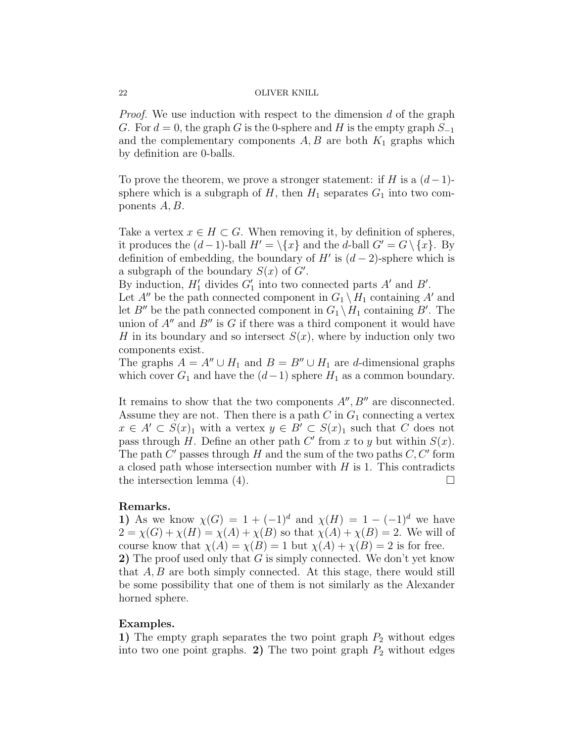*Proof.* We use induction with respect to the dimension $d$ of the graph $G$. For $d = 0$, the graph $G$ is the 0-sphere and $H$ is the empty graph $S_{-1}$ and the complementary components $A, B$ are both $K_1$ graphs which by definition are 0-balls.

To prove the theorem, we prove a stronger statement: if $H$ is a $(d-1)$-sphere which is a subgraph of $H$, then $H_1$ separates $G_1$ into two components $A, B$.

Take a vertex $x \in H \subset G$. When removing it, by definition of spheres, it produces the $(d-1)$-ball $H' = \setminus\{x\}$ and the $d$-ball $G' = G \setminus \{x\}$. By definition of embedding, the boundary of $H'$ is $(d-2)$-sphere which is a subgraph of the boundary $S(x)$ of $G'$.
By induction, $H_1'$ divides $G_1'$ into two connected parts $A'$ and $B'$.
Let $A''$ be the path connected component in $G_1 \setminus H_1$ containing $A'$ and let $B''$ be the path connected component in $G_1 \setminus H_1$ containing $B'$. The union of $A''$ and $B''$ is $G$ if there was a third component it would have $H$ in its boundary and so intersect $S(x)$, where by induction only two components exist.
The graphs $A = A'' \cup H_1$ and $B = B'' \cup H_1$ are $d$-dimensional graphs which cover $G_1$ and have the $(d-1)$ sphere $H_1$ as a common boundary.

It remains to show that the two components $A'', B''$ are disconnected. Assume they are not. Then there is a path $C$ in $G_1$ connecting a vertex $x \in A' \subset S(x)_1$ with a vertex $y \in B' \subset S(x)_1$ such that $C$ does not pass through $H$. Define an other path $C'$ from $x$ to $y$ but within $S(x)$. The path $C'$ passes through $H$ and the sum of the two paths $C, C'$ form a closed path whose intersection number with $H$ is 1. This contradicts the intersection lemma (4). $\square$

**Remarks.**
**1)** As we know $\chi(G) = 1 + (-1)^d$ and $\chi(H) = 1 - (-1)^d$ we have $2 = \chi(G) + \chi(H) = \chi(A) + \chi(B)$ so that $\chi(A) + \chi(B) = 2$. We will of course know that $\chi(A) = \chi(B) = 1$ but $\chi(A) + \chi(B) = 2$ is for free.
**2)** The proof used only that $G$ is simply connected. We don't yet know that $A, B$ are both simply connected. At this stage, there would still be some possibility that one of them is not similarly as the Alexander horned sphere.

**Examples.**
**1)** The empty graph separates the two point graph $P_2$ without edges into two one point graphs. **2)** The two point graph $P_2$ without edges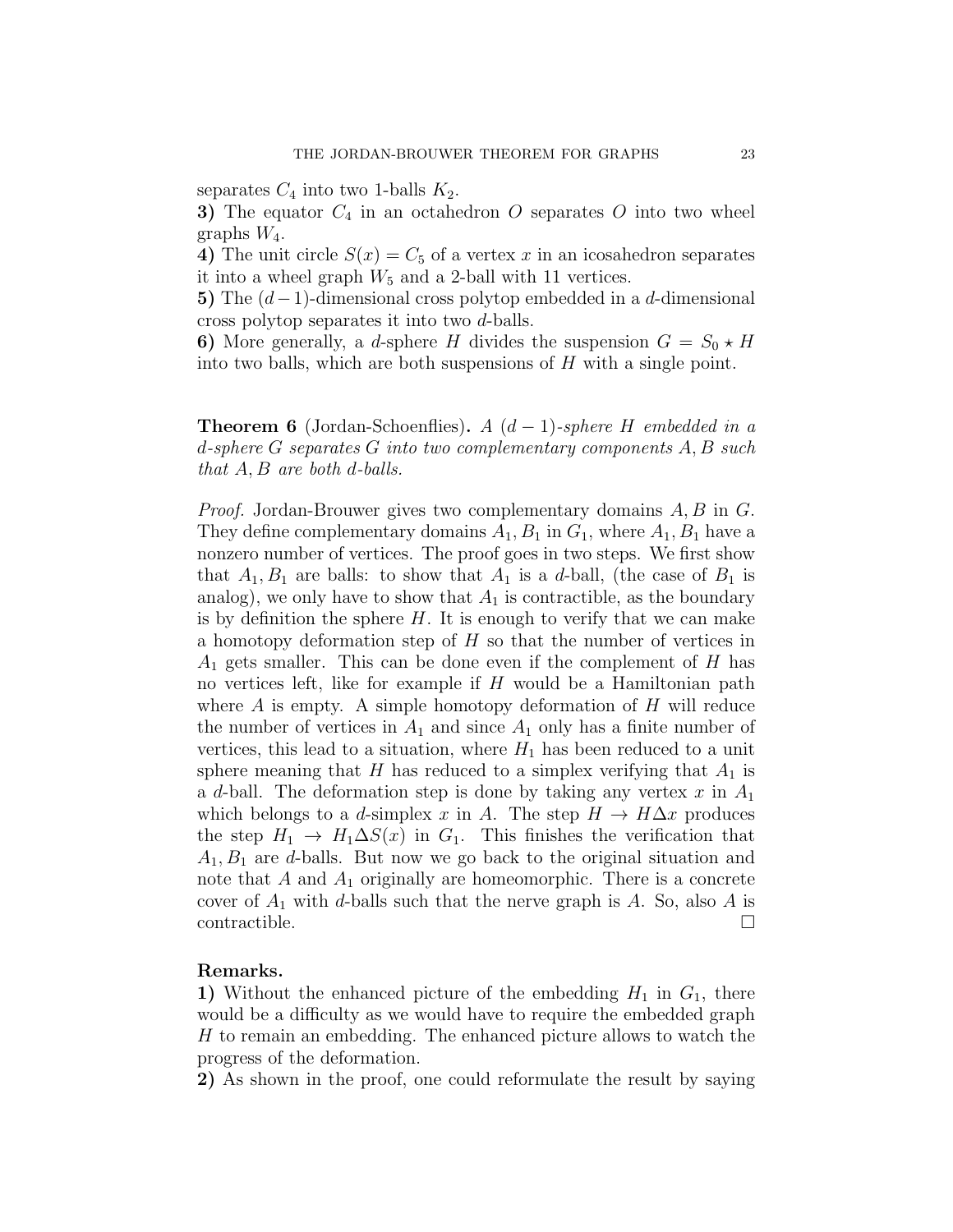separates $C_4$ into two 1-balls $K_2$.

**3)** The equator $C_4$ in an octahedron $O$ separates $O$ into two wheel graphs $W_4$.

**4)** The unit circle $S(x) = C_5$ of a vertex $x$ in an icosahedron separates it into a wheel graph $W_5$ and a 2-ball with 11 vertices.

**5)** The $(d-1)$-dimensional cross polytop embedded in a $d$-dimensional cross polytop separates it into two $d$-balls.

**6)** More generally, a $d$-sphere $H$ divides the suspension $G = S_0 \star H$ into two balls, which are both suspensions of $H$ with a single point.

**Theorem 6** (Jordan-Schoenflies)**.** *A $(d-1)$-sphere $H$ embedded in a $d$-sphere $G$ separates $G$ into two complementary components $A, B$ such that $A, B$ are both $d$-balls.*

*Proof.* Jordan-Brouwer gives two complementary domains $A, B$ in $G$. They define complementary domains $A_1, B_1$ in $G_1$, where $A_1, B_1$ have a nonzero number of vertices. The proof goes in two steps. We first show that $A_1, B_1$ are balls: to show that $A_1$ is a $d$-ball, (the case of $B_1$ is analog), we only have to show that $A_1$ is contractible, as the boundary is by definition the sphere $H$. It is enough to verify that we can make a homotopy deformation step of $H$ so that the number of vertices in $A_1$ gets smaller. This can be done even if the complement of $H$ has no vertices left, like for example if $H$ would be a Hamiltonian path where $A$ is empty. A simple homotopy deformation of $H$ will reduce the number of vertices in $A_1$ and since $A_1$ only has a finite number of vertices, this lead to a situation, where $H_1$ has been reduced to a unit sphere meaning that $H$ has reduced to a simplex verifying that $A_1$ is a $d$-ball. The deformation step is done by taking any vertex $x$ in $A_1$ which belongs to a $d$-simplex $x$ in $A$. The step $H \to H \Delta x$ produces the step $H_1 \to H_1 \Delta S(x)$ in $G_1$. This finishes the verification that $A_1, B_1$ are $d$-balls. But now we go back to the original situation and note that $A$ and $A_1$ originally are homeomorphic. There is a concrete cover of $A_1$ with $d$-balls such that the nerve graph is $A$. So, also $A$ is contractible. □

**Remarks.**

**1)** Without the enhanced picture of the embedding $H_1$ in $G_1$, there would be a difficulty as we would have to require the embedded graph $H$ to remain an embedding. The enhanced picture allows to watch the progress of the deformation.

**2)** As shown in the proof, one could reformulate the result by saying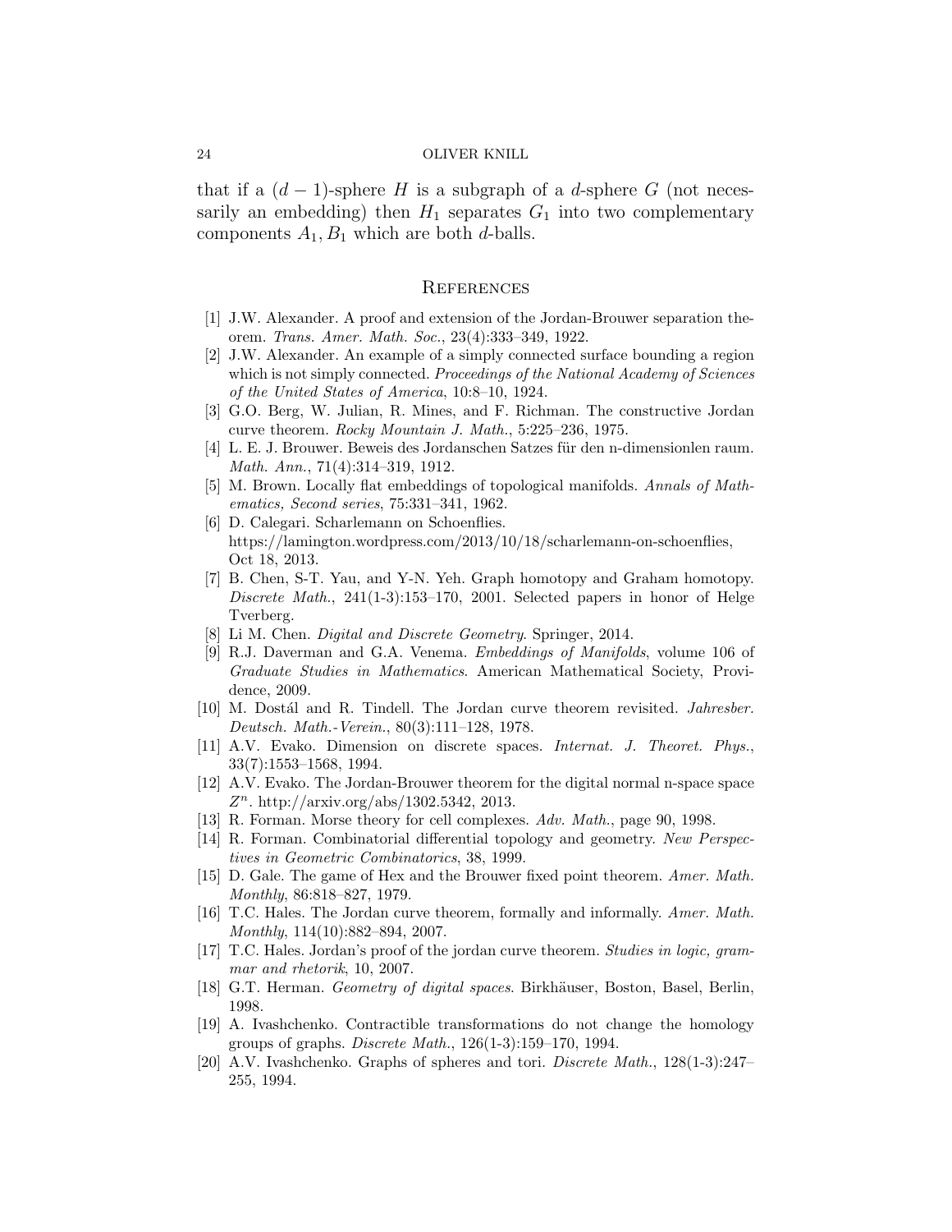that if a $(d-1)$-sphere $H$ is a subgraph of a $d$-sphere $G$ (not necessarily an embedding) then $H_1$ separates $G_1$ into two complementary components $A_1, B_1$ which are both $d$-balls.

## References

[1] J.W. Alexander. A proof and extension of the Jordan-Brouwer separation theorem. *Trans. Amer. Math. Soc.*, 23(4):333–349, 1922.

[2] J.W. Alexander. An example of a simply connected surface bounding a region which is not simply connected. *Proceedings of the National Academy of Sciences of the United States of America*, 10:8–10, 1924.

[3] G.O. Berg, W. Julian, R. Mines, and F. Richman. The constructive Jordan curve theorem. *Rocky Mountain J. Math.*, 5:225–236, 1975.

[4] L. E. J. Brouwer. Beweis des Jordanschen Satzes für den n-dimensionlen raum. *Math. Ann.*, 71(4):314–319, 1912.

[5] M. Brown. Locally flat embeddings of topological manifolds. *Annals of Mathematics, Second series*, 75:331–341, 1962.

[6] D. Calegari. Scharlemann on Schoenflies. https://lamington.wordpress.com/2013/10/18/scharlemann-on-schoenflies, Oct 18, 2013.

[7] B. Chen, S-T. Yau, and Y-N. Yeh. Graph homotopy and Graham homotopy. *Discrete Math.*, 241(1-3):153–170, 2001. Selected papers in honor of Helge Tverberg.

[8] Li M. Chen. *Digital and Discrete Geometry*. Springer, 2014.

[9] R.J. Daverman and G.A. Venema. *Embeddings of Manifolds*, volume 106 of *Graduate Studies in Mathematics*. American Mathematical Society, Providence, 2009.

[10] M. Dostál and R. Tindell. The Jordan curve theorem revisited. *Jahresber. Deutsch. Math.-Verein.*, 80(3):111–128, 1978.

[11] A.V. Evako. Dimension on discrete spaces. *Internat. J. Theoret. Phys.*, 33(7):1553–1568, 1994.

[12] A.V. Evako. The Jordan-Brouwer theorem for the digital normal n-space space $Z^n$. http://arxiv.org/abs/1302.5342, 2013.

[13] R. Forman. Morse theory for cell complexes. *Adv. Math.*, page 90, 1998.

[14] R. Forman. Combinatorial differential topology and geometry. *New Perspectives in Geometric Combinatorics*, 38, 1999.

[15] D. Gale. The game of Hex and the Brouwer fixed point theorem. *Amer. Math. Monthly*, 86:818–827, 1979.

[16] T.C. Hales. The Jordan curve theorem, formally and informally. *Amer. Math. Monthly*, 114(10):882–894, 2007.

[17] T.C. Hales. Jordan's proof of the jordan curve theorem. *Studies in logic, grammar and rhetorik*, 10, 2007.

[18] G.T. Herman. *Geometry of digital spaces*. Birkhäuser, Boston, Basel, Berlin, 1998.

[19] A. Ivashchenko. Contractible transformations do not change the homology groups of graphs. *Discrete Math.*, 126(1-3):159–170, 1994.

[20] A.V. Ivashchenko. Graphs of spheres and tori. *Discrete Math.*, 128(1-3):247–255, 1994.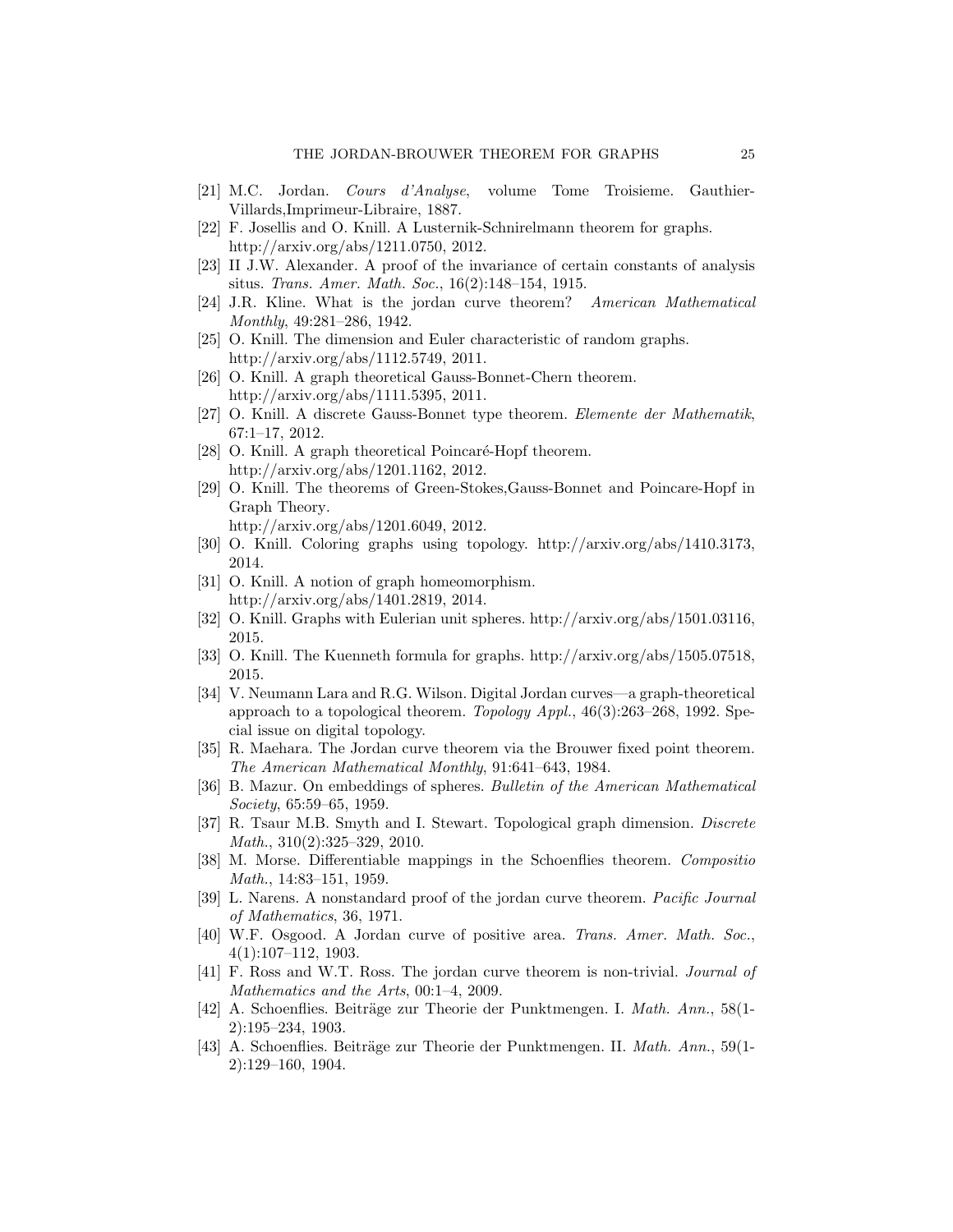- [21] M.C. Jordan. *Cours d'Analyse*, volume Tome Troisieme. Gauthier-Villards,Imprimeur-Libraire, 1887.
- [22] F. Josellis and O. Knill. A Lusternik-Schnirelmann theorem for graphs. http://arxiv.org/abs/1211.0750, 2012.
- [23] II J.W. Alexander. A proof of the invariance of certain constants of analysis situs. *Trans. Amer. Math. Soc.*, 16(2):148–154, 1915.
- [24] J.R. Kline. What is the jordan curve theorem? *American Mathematical Monthly*, 49:281–286, 1942.
- [25] O. Knill. The dimension and Euler characteristic of random graphs. http://arxiv.org/abs/1112.5749, 2011.
- [26] O. Knill. A graph theoretical Gauss-Bonnet-Chern theorem. http://arxiv.org/abs/1111.5395, 2011.
- [27] O. Knill. A discrete Gauss-Bonnet type theorem. *Elemente der Mathematik*, 67:1–17, 2012.
- [28] O. Knill. A graph theoretical Poincaré-Hopf theorem. http://arxiv.org/abs/1201.1162, 2012.
- [29] O. Knill. The theorems of Green-Stokes,Gauss-Bonnet and Poincare-Hopf in Graph Theory. http://arxiv.org/abs/1201.6049, 2012.
- [30] O. Knill. Coloring graphs using topology. http://arxiv.org/abs/1410.3173, 2014.
- [31] O. Knill. A notion of graph homeomorphism. http://arxiv.org/abs/1401.2819, 2014.
- [32] O. Knill. Graphs with Eulerian unit spheres. http://arxiv.org/abs/1501.03116, 2015.
- [33] O. Knill. The Kuenneth formula for graphs. http://arxiv.org/abs/1505.07518, 2015.
- [34] V. Neumann Lara and R.G. Wilson. Digital Jordan curves—a graph-theoretical approach to a topological theorem. *Topology Appl.*, 46(3):263–268, 1992. Special issue on digital topology.
- [35] R. Maehara. The Jordan curve theorem via the Brouwer fixed point theorem. *The American Mathematical Monthly*, 91:641–643, 1984.
- [36] B. Mazur. On embeddings of spheres. *Bulletin of the American Mathematical Society*, 65:59–65, 1959.
- [37] R. Tsaur M.B. Smyth and I. Stewart. Topological graph dimension. *Discrete Math.*, 310(2):325–329, 2010.
- [38] M. Morse. Differentiable mappings in the Schoenflies theorem. *Compositio Math.*, 14:83–151, 1959.
- [39] L. Narens. A nonstandard proof of the jordan curve theorem. *Pacific Journal of Mathematics*, 36, 1971.
- [40] W.F. Osgood. A Jordan curve of positive area. *Trans. Amer. Math. Soc.*, 4(1):107–112, 1903.
- [41] F. Ross and W.T. Ross. The jordan curve theorem is non-trivial. *Journal of Mathematics and the Arts*, 00:1–4, 2009.
- [42] A. Schoenflies. Beiträge zur Theorie der Punktmengen. I. *Math. Ann.*, 58(1-2):195–234, 1903.
- [43] A. Schoenflies. Beiträge zur Theorie der Punktmengen. II. *Math. Ann.*, 59(1-2):129–160, 1904.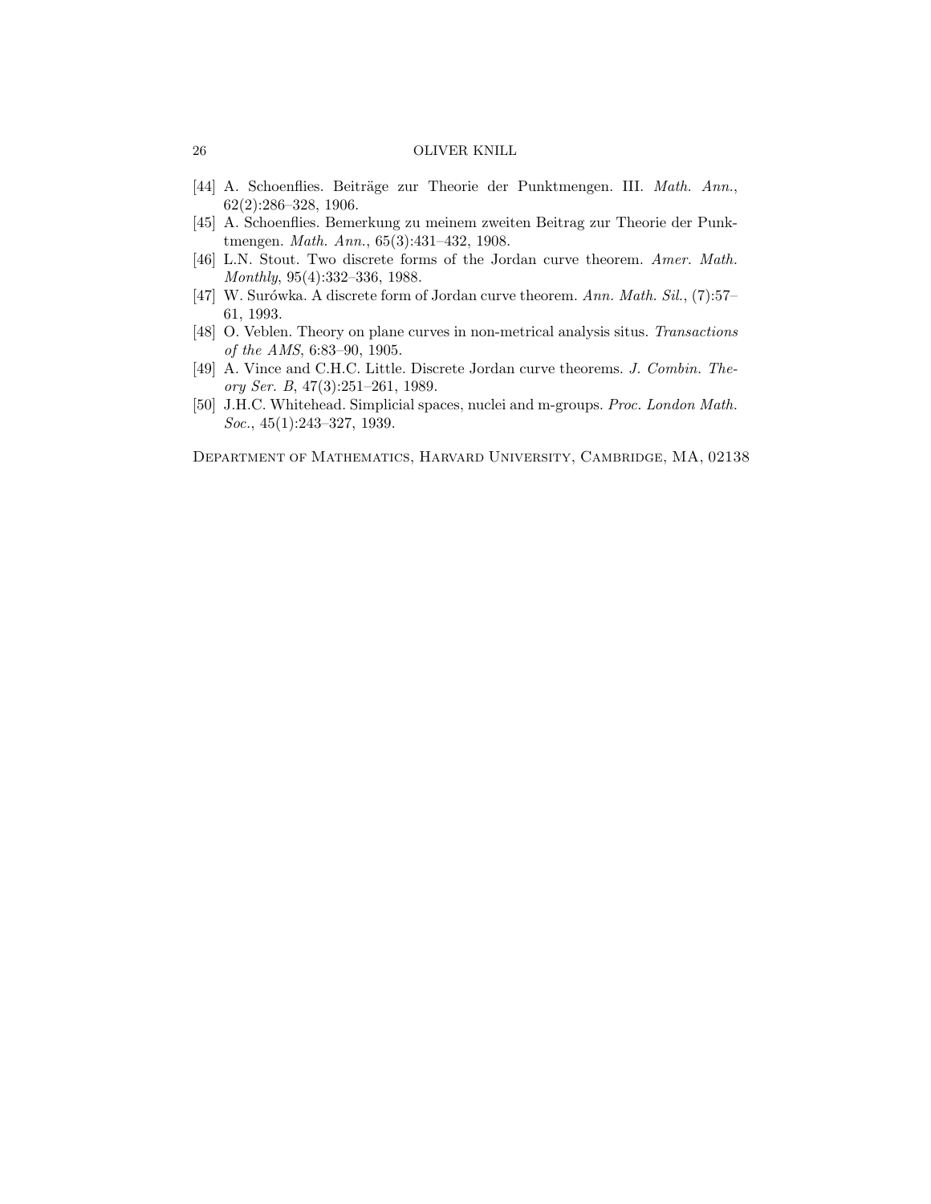[44] A. Schoenflies. Beiträge zur Theorie der Punktmengen. III. *Math. Ann.*, 62(2):286–328, 1906.

[45] A. Schoenflies. Bemerkung zu meinem zweiten Beitrag zur Theorie der Punktmengen. *Math. Ann.*, 65(3):431–432, 1908.

[46] L.N. Stout. Two discrete forms of the Jordan curve theorem. *Amer. Math. Monthly*, 95(4):332–336, 1988.

[47] W. Surówka. A discrete form of Jordan curve theorem. *Ann. Math. Sil.*, (7):57–61, 1993.

[48] O. Veblen. Theory on plane curves in non-metrical analysis situs. *Transactions of the AMS*, 6:83–90, 1905.

[49] A. Vince and C.H.C. Little. Discrete Jordan curve theorems. *J. Combin. Theory Ser. B*, 47(3):251–261, 1989.

[50] J.H.C. Whitehead. Simplicial spaces, nuclei and m-groups. *Proc. London Math. Soc.*, 45(1):243–327, 1939.

Department of Mathematics, Harvard University, Cambridge, MA, 02138